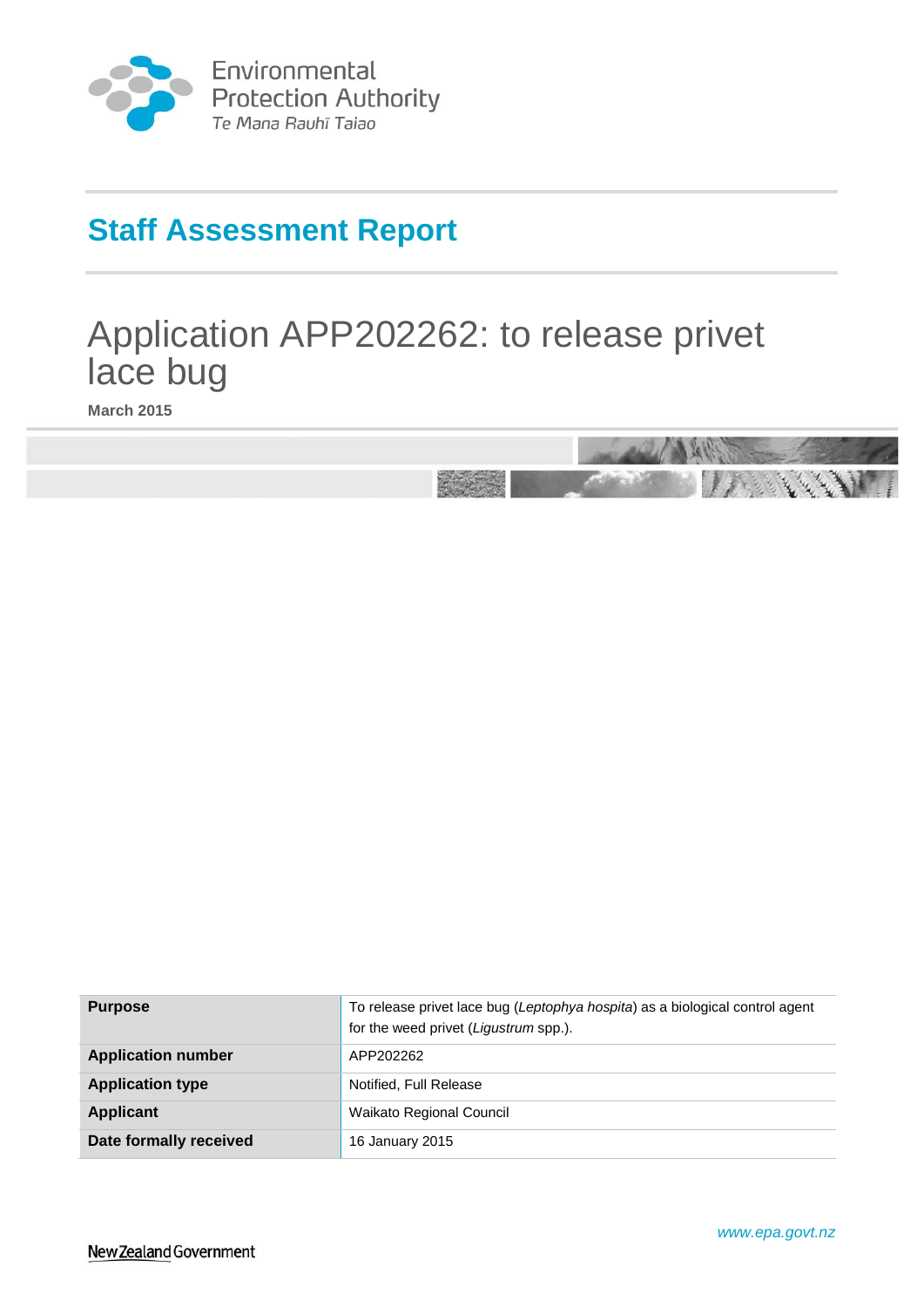Environmental Protection Authority
Te Mana Rauhī Taiao

# Staff Assessment Report

# Application APP202262: to release privet lace bug

**March 2015**

| **Purpose** | To release privet lace bug (*Leptophya hospita*) as a biological control agent for the weed privet (*Ligustrum* spp.). |
|---|---|
| **Application number** | APP202262 |
| **Application type** | Notified, Full Release |
| **Applicant** | Waikato Regional Council |
| **Date formally received** | 16 January 2015 |

*www.epa.govt.nz*

New Zealand Government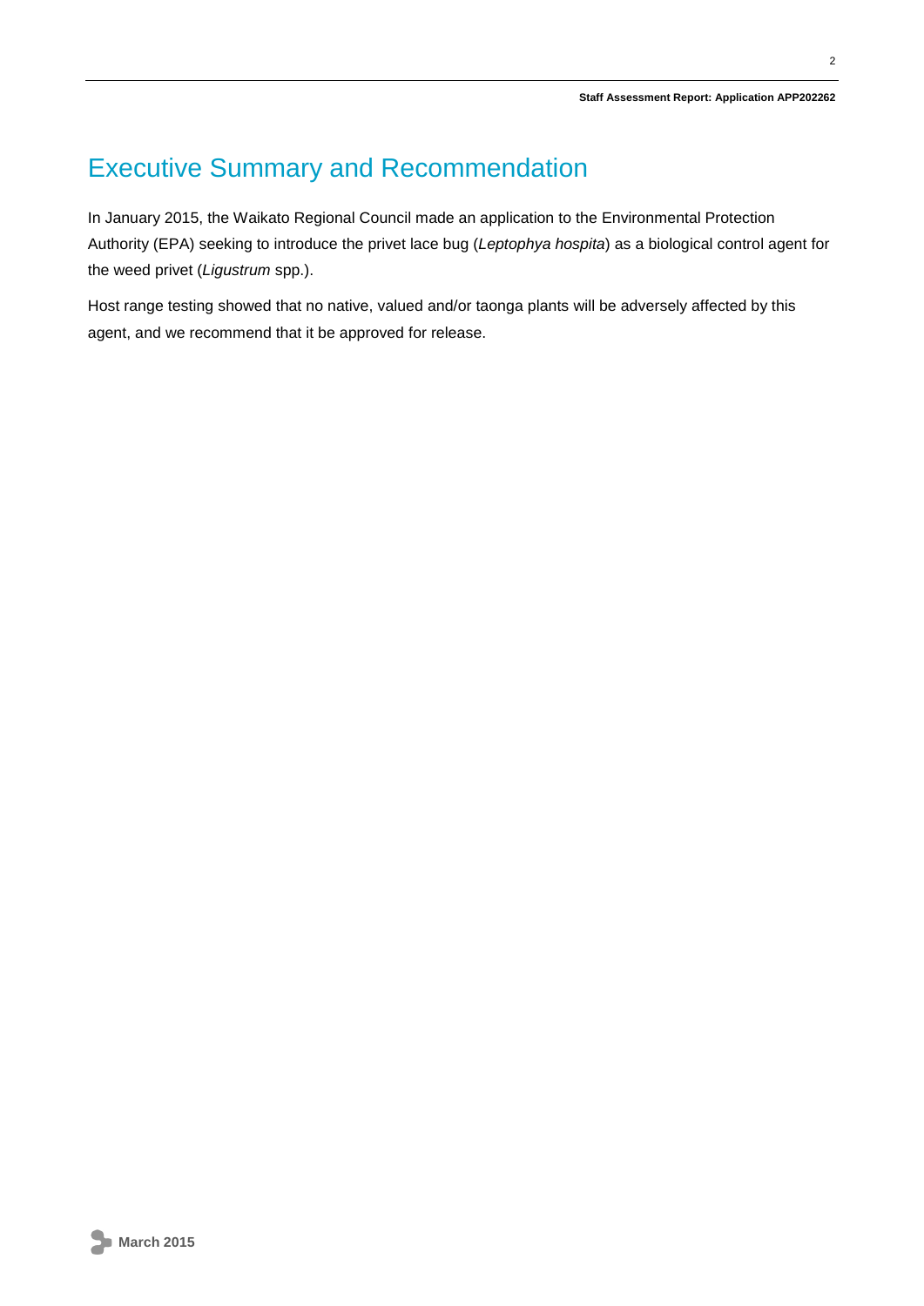# Executive Summary and Recommendation

In January 2015, the Waikato Regional Council made an application to the Environmental Protection Authority (EPA) seeking to introduce the privet lace bug (*Leptophya hospita*) as a biological control agent for the weed privet (*Ligustrum* spp.).

Host range testing showed that no native, valued and/or taonga plants will be adversely affected by this agent, and we recommend that it be approved for release.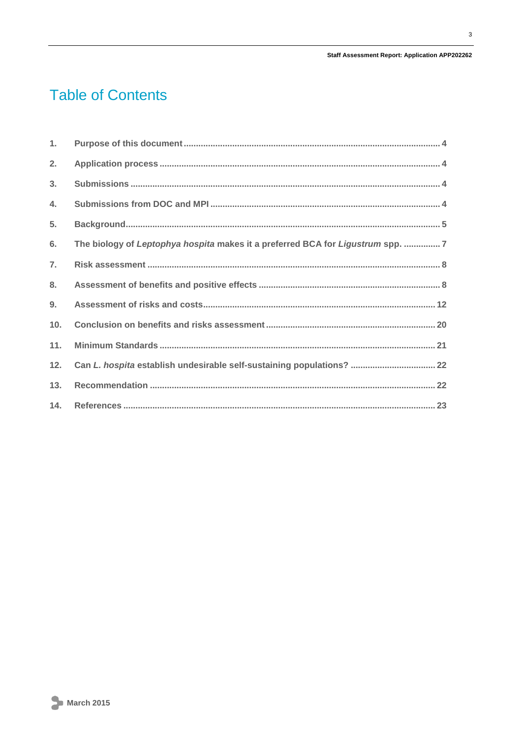# Table of Contents

| | | |
|---|---|---|
| 1. | Purpose of this document | 4 |
| 2. | Application process | 4 |
| 3. | Submissions | 4 |
| 4. | Submissions from DOC and MPI | 4 |
| 5. | Background | 5 |
| 6. | The biology of *Leptophya hospita* makes it a preferred BCA for *Ligustrum* spp. | 7 |
| 7. | Risk assessment | 8 |
| 8. | Assessment of benefits and positive effects | 8 |
| 9. | Assessment of risks and costs | 12 |
| 10. | Conclusion on benefits and risks assessment | 20 |
| 11. | Minimum Standards | 21 |
| 12. | Can *L. hospita* establish undesirable self-sustaining populations? | 22 |
| 13. | Recommendation | 22 |
| 14. | References | 23 |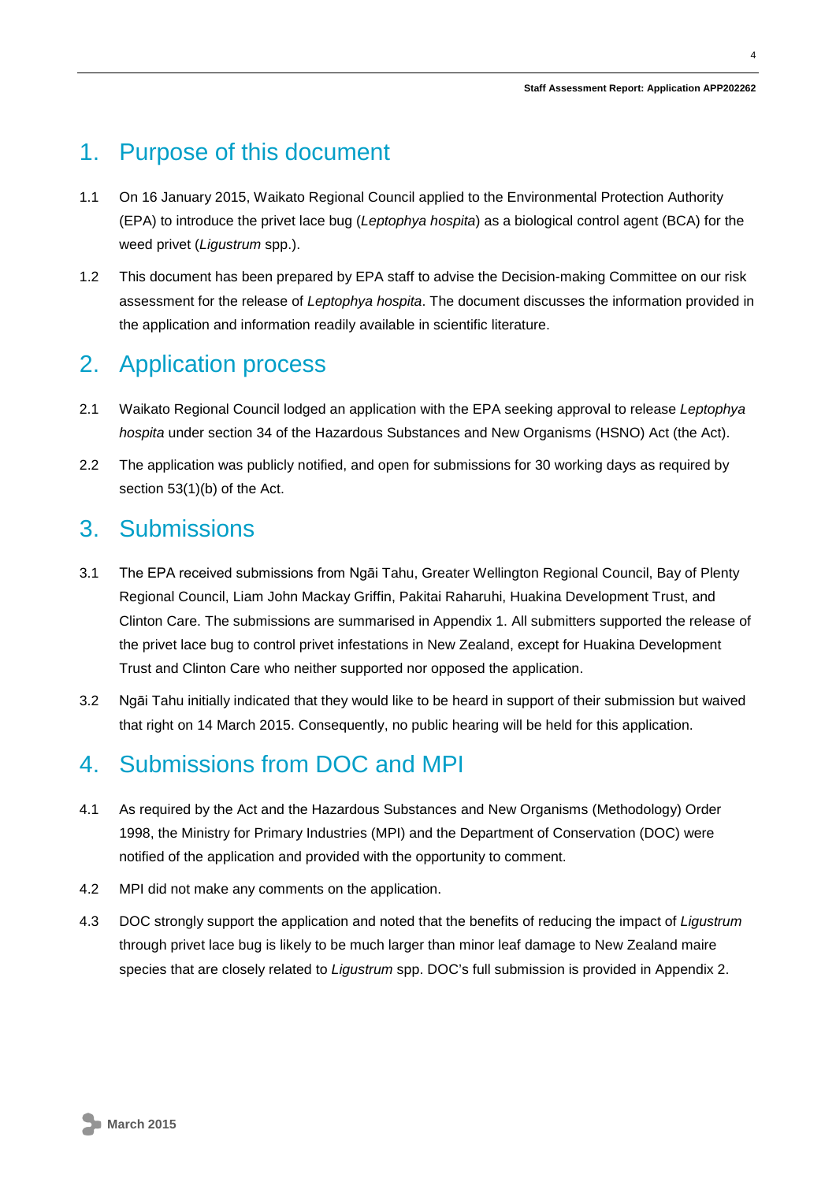# 1. Purpose of this document

1.1 On 16 January 2015, Waikato Regional Council applied to the Environmental Protection Authority (EPA) to introduce the privet lace bug (*Leptophya hospita*) as a biological control agent (BCA) for the weed privet (*Ligustrum* spp.).

1.2 This document has been prepared by EPA staff to advise the Decision-making Committee on our risk assessment for the release of *Leptophya hospita*. The document discusses the information provided in the application and information readily available in scientific literature.

# 2. Application process

2.1 Waikato Regional Council lodged an application with the EPA seeking approval to release *Leptophya hospita* under section 34 of the Hazardous Substances and New Organisms (HSNO) Act (the Act).

2.2 The application was publicly notified, and open for submissions for 30 working days as required by section 53(1)(b) of the Act.

# 3. Submissions

3.1 The EPA received submissions from Ngāi Tahu, Greater Wellington Regional Council, Bay of Plenty Regional Council, Liam John Mackay Griffin, Pakitai Raharuhi, Huakina Development Trust, and Clinton Care. The submissions are summarised in Appendix 1. All submitters supported the release of the privet lace bug to control privet infestations in New Zealand, except for Huakina Development Trust and Clinton Care who neither supported nor opposed the application.

3.2 Ngāi Tahu initially indicated that they would like to be heard in support of their submission but waived that right on 14 March 2015. Consequently, no public hearing will be held for this application.

# 4. Submissions from DOC and MPI

4.1 As required by the Act and the Hazardous Substances and New Organisms (Methodology) Order 1998, the Ministry for Primary Industries (MPI) and the Department of Conservation (DOC) were notified of the application and provided with the opportunity to comment.

4.2 MPI did not make any comments on the application.

4.3 DOC strongly support the application and noted that the benefits of reducing the impact of *Ligustrum* through privet lace bug is likely to be much larger than minor leaf damage to New Zealand maire species that are closely related to *Ligustrum* spp. DOC's full submission is provided in Appendix 2.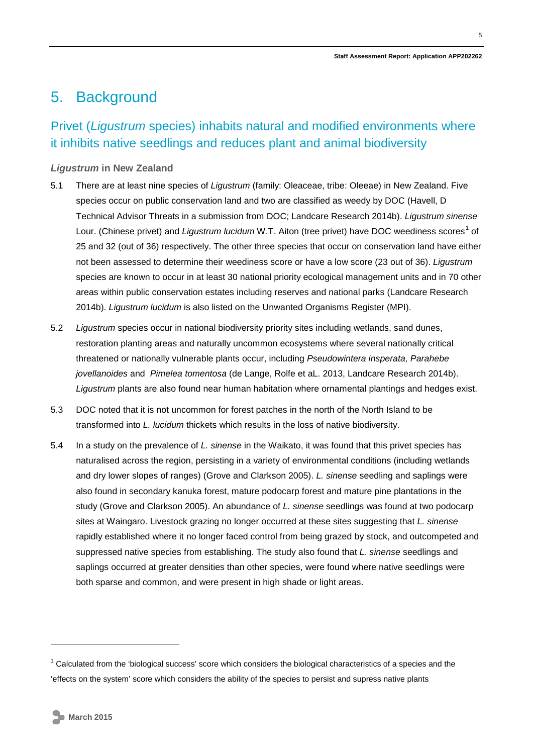# 5. Background

## Privet (*Ligustrum* species) inhabits natural and modified environments where it inhibits native seedlings and reduces plant and animal biodiversity

### *Ligustrum* in New Zealand

5.1 There are at least nine species of *Ligustrum* (family: Oleaceae, tribe: Oleeae) in New Zealand. Five species occur on public conservation land and two are classified as weedy by DOC (Havell, D Technical Advisor Threats in a submission from DOC; Landcare Research 2014b). *Ligustrum sinense* Lour. (Chinese privet) and *Ligustrum lucidum* W.T. Aiton (tree privet) have DOC weediness scores[1] of 25 and 32 (out of 36) respectively. The other three species that occur on conservation land have either not been assessed to determine their weediness score or have a low score (23 out of 36). *Ligustrum* species are known to occur in at least 30 national priority ecological management units and in 70 other areas within public conservation estates including reserves and national parks (Landcare Research 2014b). *Ligustrum lucidum* is also listed on the Unwanted Organisms Register (MPI).

5.2 *Ligustrum* species occur in national biodiversity priority sites including wetlands, sand dunes, restoration planting areas and naturally uncommon ecosystems where several nationally critical threatened or nationally vulnerable plants occur, including *Pseudowintera insperata, Parahebe jovellanoides* and *Pimelea tomentosa* (de Lange, Rolfe et aL. 2013, Landcare Research 2014b). *Ligustrum* plants are also found near human habitation where ornamental plantings and hedges exist.

5.3 DOC noted that it is not uncommon for forest patches in the north of the North Island to be transformed into *L. lucidum* thickets which results in the loss of native biodiversity.

5.4 In a study on the prevalence of *L. sinense* in the Waikato, it was found that this privet species has naturalised across the region, persisting in a variety of environmental conditions (including wetlands and dry lower slopes of ranges) (Grove and Clarkson 2005). *L. sinense* seedling and saplings were also found in secondary kanuka forest, mature podocarp forest and mature pine plantations in the study (Grove and Clarkson 2005). An abundance of *L. sinense* seedlings was found at two podocarp sites at Waingaro. Livestock grazing no longer occurred at these sites suggesting that *L. sinense* rapidly established where it no longer faced control from being grazed by stock, and outcompeted and suppressed native species from establishing. The study also found that *L. sinense* seedlings and saplings occurred at greater densities than other species, were found where native seedlings were both sparse and common, and were present in high shade or light areas.

---

[1] Calculated from the 'biological success' score which considers the biological characteristics of a species and the 'effects on the system' score which considers the ability of the species to persist and supress native plants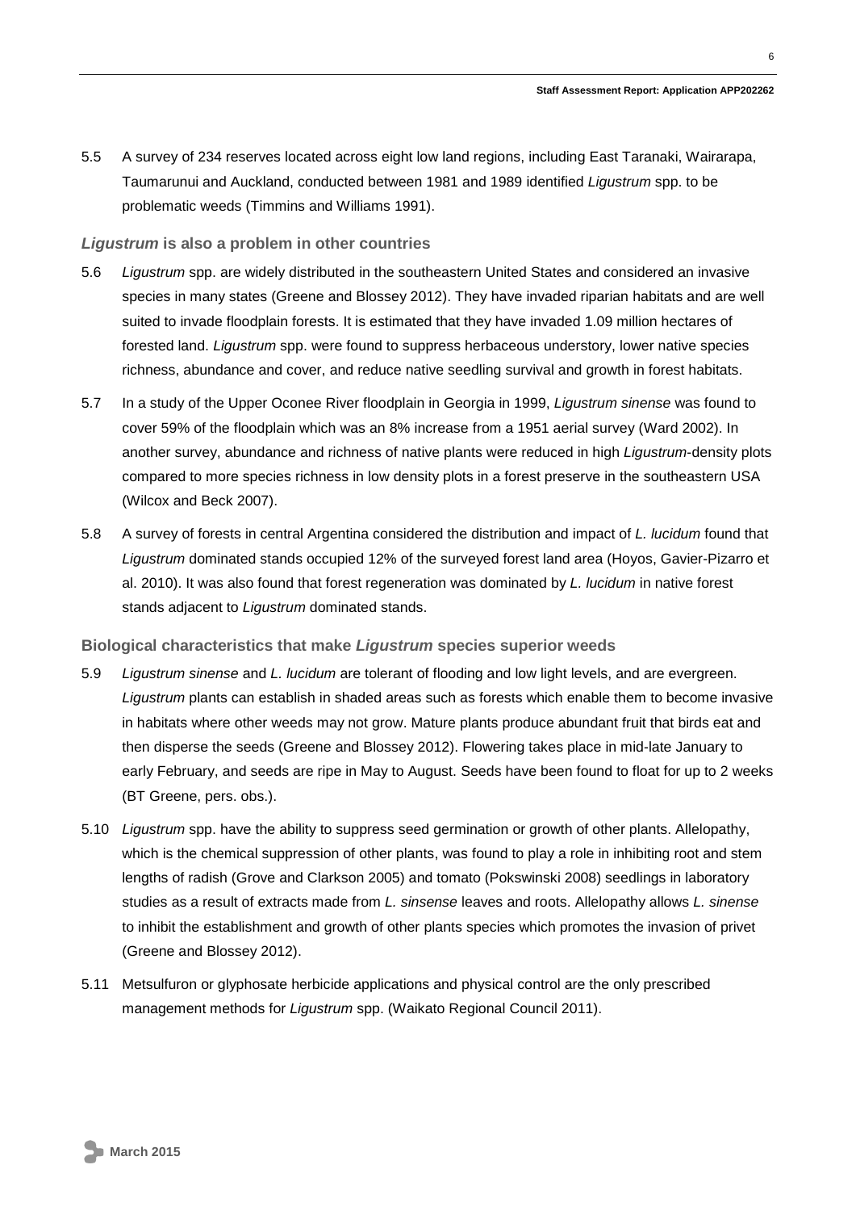5.5 A survey of 234 reserves located across eight low land regions, including East Taranaki, Wairarapa, Taumarunui and Auckland, conducted between 1981 and 1989 identified *Ligustrum* spp. to be problematic weeds (Timmins and Williams 1991).

### *Ligustrum* is also a problem in other countries

5.6 *Ligustrum* spp. are widely distributed in the southeastern United States and considered an invasive species in many states (Greene and Blossey 2012). They have invaded riparian habitats and are well suited to invade floodplain forests. It is estimated that they have invaded 1.09 million hectares of forested land. *Ligustrum* spp. were found to suppress herbaceous understory, lower native species richness, abundance and cover, and reduce native seedling survival and growth in forest habitats.

5.7 In a study of the Upper Oconee River floodplain in Georgia in 1999, *Ligustrum sinense* was found to cover 59% of the floodplain which was an 8% increase from a 1951 aerial survey (Ward 2002). In another survey, abundance and richness of native plants were reduced in high *Ligustrum*-density plots compared to more species richness in low density plots in a forest preserve in the southeastern USA (Wilcox and Beck 2007).

5.8 A survey of forests in central Argentina considered the distribution and impact of *L. lucidum* found that *Ligustrum* dominated stands occupied 12% of the surveyed forest land area (Hoyos, Gavier-Pizarro et al. 2010). It was also found that forest regeneration was dominated by *L. lucidum* in native forest stands adjacent to *Ligustrum* dominated stands.

### Biological characteristics that make *Ligustrum* species superior weeds

5.9 *Ligustrum sinense* and *L. lucidum* are tolerant of flooding and low light levels, and are evergreen. *Ligustrum* plants can establish in shaded areas such as forests which enable them to become invasive in habitats where other weeds may not grow. Mature plants produce abundant fruit that birds eat and then disperse the seeds (Greene and Blossey 2012). Flowering takes place in mid-late January to early February, and seeds are ripe in May to August. Seeds have been found to float for up to 2 weeks (BT Greene, pers. obs.).

5.10 *Ligustrum* spp. have the ability to suppress seed germination or growth of other plants. Allelopathy, which is the chemical suppression of other plants, was found to play a role in inhibiting root and stem lengths of radish (Grove and Clarkson 2005) and tomato (Pokswinski 2008) seedlings in laboratory studies as a result of extracts made from *L. sinsense* leaves and roots. Allelopathy allows *L. sinense* to inhibit the establishment and growth of other plants species which promotes the invasion of privet (Greene and Blossey 2012).

5.11 Metsulfuron or glyphosate herbicide applications and physical control are the only prescribed management methods for *Ligustrum* spp. (Waikato Regional Council 2011).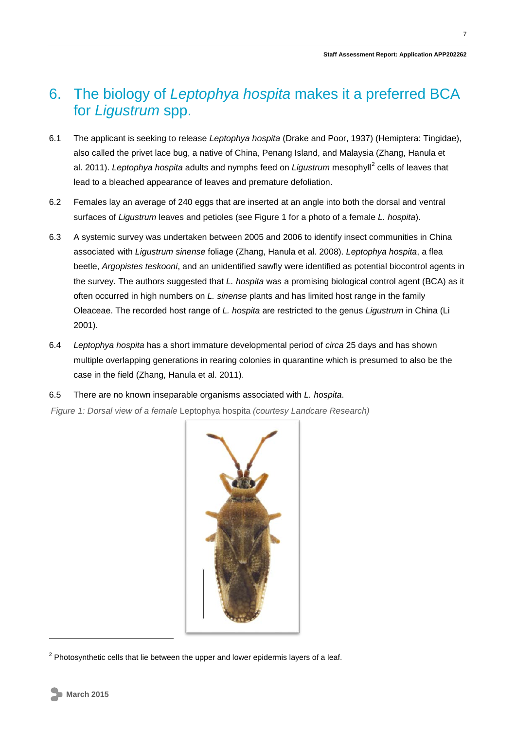# 6. The biology of *Leptophya hospita* makes it a preferred BCA for *Ligustrum* spp.

6.1 The applicant is seeking to release *Leptophya hospita* (Drake and Poor, 1937) (Hemiptera: Tingidae), also called the privet lace bug, a native of China, Penang Island, and Malaysia (Zhang, Hanula et al. 2011). *Leptophya hospita* adults and nymphs feed on *Ligustrum* mesophyll[2] cells of leaves that lead to a bleached appearance of leaves and premature defoliation.

6.2 Females lay an average of 240 eggs that are inserted at an angle into both the dorsal and ventral surfaces of *Ligustrum* leaves and petioles (see Figure 1 for a photo of a female *L. hospita*).

6.3 A systemic survey was undertaken between 2005 and 2006 to identify insect communities in China associated with *Ligustrum sinense* foliage (Zhang, Hanula et al. 2008). *Leptophya hospita*, a flea beetle, *Argopistes teskooni*, and an unidentified sawfly were identified as potential biocontrol agents in the survey. The authors suggested that *L. hospita* was a promising biological control agent (BCA) as it often occurred in high numbers on *L. sinense* plants and has limited host range in the family Oleaceae. The recorded host range of *L. hospita* are restricted to the genus *Ligustrum* in China (Li 2001).

6.4 *Leptophya hospita* has a short immature developmental period of *circa* 25 days and has shown multiple overlapping generations in rearing colonies in quarantine which is presumed to also be the case in the field (Zhang, Hanula et al. 2011).

6.5 There are no known inseparable organisms associated with *L. hospita*.

*Figure 1: Dorsal view of a female* Leptophya hospita *(courtesy Landcare Research)*

[2] Photosynthetic cells that lie between the upper and lower epidermis layers of a leaf.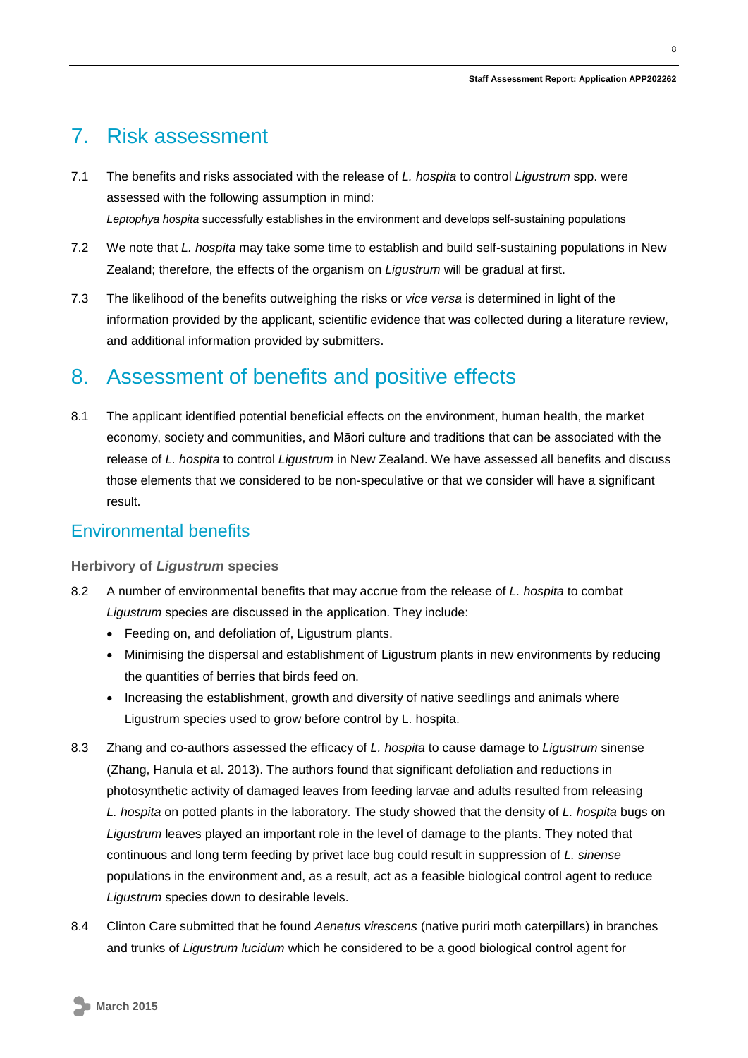# 7. Risk assessment

7.1 The benefits and risks associated with the release of *L. hospita* to control *Ligustrum* spp. were assessed with the following assumption in mind:

*Leptophya hospita* successfully establishes in the environment and develops self-sustaining populations

7.2 We note that *L. hospita* may take some time to establish and build self-sustaining populations in New Zealand; therefore, the effects of the organism on *Ligustrum* will be gradual at first.

7.3 The likelihood of the benefits outweighing the risks or *vice versa* is determined in light of the information provided by the applicant, scientific evidence that was collected during a literature review, and additional information provided by submitters.

# 8. Assessment of benefits and positive effects

8.1 The applicant identified potential beneficial effects on the environment, human health, the market economy, society and communities, and Māori culture and traditions that can be associated with the release of *L. hospita* to control *Ligustrum* in New Zealand. We have assessed all benefits and discuss those elements that we considered to be non-speculative or that we consider will have a significant result.

## Environmental benefits

### Herbivory of *Ligustrum* species

8.2 A number of environmental benefits that may accrue from the release of *L. hospita* to combat *Ligustrum* species are discussed in the application. They include:

- Feeding on, and defoliation of, Ligustrum plants.
- Minimising the dispersal and establishment of Ligustrum plants in new environments by reducing the quantities of berries that birds feed on.
- Increasing the establishment, growth and diversity of native seedlings and animals where Ligustrum species used to grow before control by L. hospita.

8.3 Zhang and co-authors assessed the efficacy of *L. hospita* to cause damage to *Ligustrum* sinense (Zhang, Hanula et al. 2013). The authors found that significant defoliation and reductions in photosynthetic activity of damaged leaves from feeding larvae and adults resulted from releasing *L. hospita* on potted plants in the laboratory. The study showed that the density of *L. hospita* bugs on *Ligustrum* leaves played an important role in the level of damage to the plants. They noted that continuous and long term feeding by privet lace bug could result in suppression of *L. sinense* populations in the environment and, as a result, act as a feasible biological control agent to reduce *Ligustrum* species down to desirable levels.

8.4 Clinton Care submitted that he found *Aenetus virescens* (native puriri moth caterpillars) in branches and trunks of *Ligustrum lucidum* which he considered to be a good biological control agent for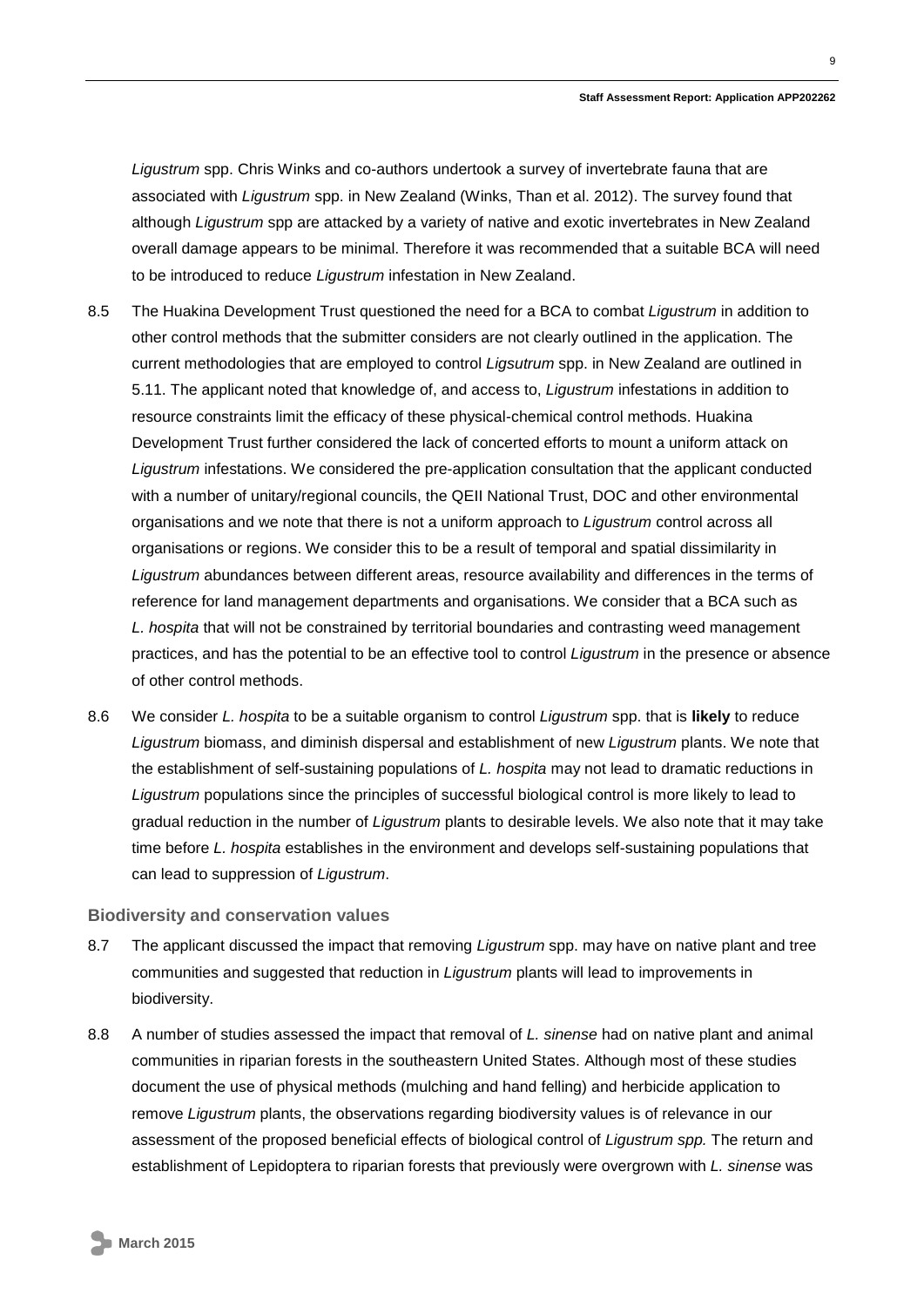*Ligustrum* spp. Chris Winks and co-authors undertook a survey of invertebrate fauna that are associated with *Ligustrum* spp. in New Zealand (Winks, Than et al. 2012). The survey found that although *Ligustrum* spp are attacked by a variety of native and exotic invertebrates in New Zealand overall damage appears to be minimal. Therefore it was recommended that a suitable BCA will need to be introduced to reduce *Ligustrum* infestation in New Zealand.

8.5 The Huakina Development Trust questioned the need for a BCA to combat *Ligustrum* in addition to other control methods that the submitter considers are not clearly outlined in the application. The current methodologies that are employed to control *Ligsutrum* spp. in New Zealand are outlined in 5.11. The applicant noted that knowledge of, and access to, *Ligustrum* infestations in addition to resource constraints limit the efficacy of these physical-chemical control methods. Huakina Development Trust further considered the lack of concerted efforts to mount a uniform attack on *Ligustrum* infestations. We considered the pre-application consultation that the applicant conducted with a number of unitary/regional councils, the QEII National Trust, DOC and other environmental organisations and we note that there is not a uniform approach to *Ligustrum* control across all organisations or regions. We consider this to be a result of temporal and spatial dissimilarity in *Ligustrum* abundances between different areas, resource availability and differences in the terms of reference for land management departments and organisations. We consider that a BCA such as *L. hospita* that will not be constrained by territorial boundaries and contrasting weed management practices, and has the potential to be an effective tool to control *Ligustrum* in the presence or absence of other control methods.

8.6 We consider *L. hospita* to be a suitable organism to control *Ligustrum* spp. that is **likely** to reduce *Ligustrum* biomass, and diminish dispersal and establishment of new *Ligustrum* plants. We note that the establishment of self-sustaining populations of *L. hospita* may not lead to dramatic reductions in *Ligustrum* populations since the principles of successful biological control is more likely to lead to gradual reduction in the number of *Ligustrum* plants to desirable levels. We also note that it may take time before *L. hospita* establishes in the environment and develops self-sustaining populations that can lead to suppression of *Ligustrum*.

### Biodiversity and conservation values

8.7 The applicant discussed the impact that removing *Ligustrum* spp. may have on native plant and tree communities and suggested that reduction in *Ligustrum* plants will lead to improvements in biodiversity.

8.8 A number of studies assessed the impact that removal of *L. sinense* had on native plant and animal communities in riparian forests in the southeastern United States. Although most of these studies document the use of physical methods (mulching and hand felling) and herbicide application to remove *Ligustrum* plants, the observations regarding biodiversity values is of relevance in our assessment of the proposed beneficial effects of biological control of *Ligustrum spp.* The return and establishment of Lepidoptera to riparian forests that previously were overgrown with *L. sinense* was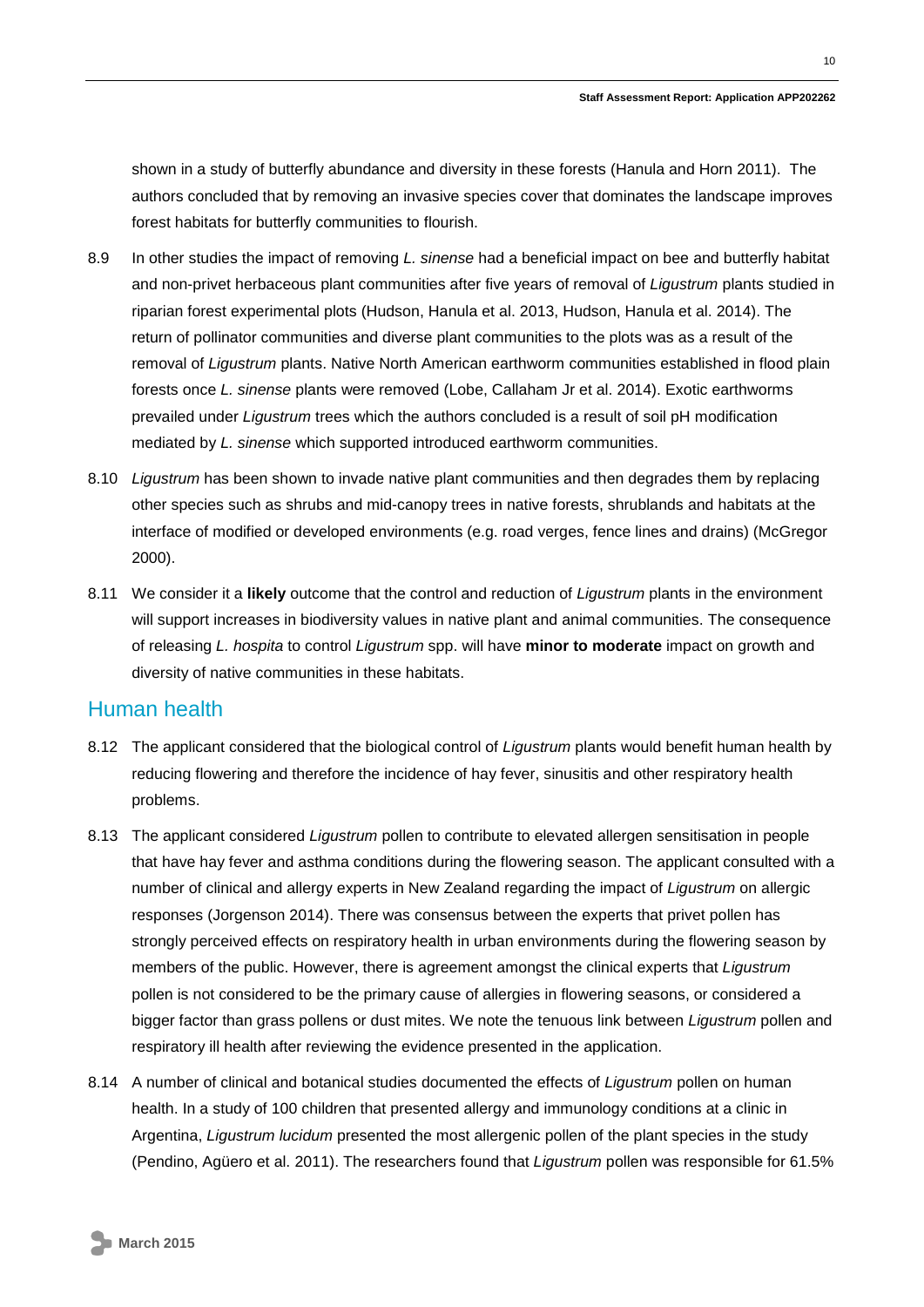shown in a study of butterfly abundance and diversity in these forests (Hanula and Horn 2011). The authors concluded that by removing an invasive species cover that dominates the landscape improves forest habitats for butterfly communities to flourish.

8.9 In other studies the impact of removing *L. sinense* had a beneficial impact on bee and butterfly habitat and non-privet herbaceous plant communities after five years of removal of *Ligustrum* plants studied in riparian forest experimental plots (Hudson, Hanula et al. 2013, Hudson, Hanula et al. 2014). The return of pollinator communities and diverse plant communities to the plots was as a result of the removal of *Ligustrum* plants. Native North American earthworm communities established in flood plain forests once *L. sinense* plants were removed (Lobe, Callaham Jr et al. 2014). Exotic earthworms prevailed under *Ligustrum* trees which the authors concluded is a result of soil pH modification mediated by *L. sinense* which supported introduced earthworm communities.

8.10 *Ligustrum* has been shown to invade native plant communities and then degrades them by replacing other species such as shrubs and mid-canopy trees in native forests, shrublands and habitats at the interface of modified or developed environments (e.g. road verges, fence lines and drains) (McGregor 2000).

8.11 We consider it a **likely** outcome that the control and reduction of *Ligustrum* plants in the environment will support increases in biodiversity values in native plant and animal communities. The consequence of releasing *L. hospita* to control *Ligustrum* spp. will have **minor to moderate** impact on growth and diversity of native communities in these habitats.

## Human health

8.12 The applicant considered that the biological control of *Ligustrum* plants would benefit human health by reducing flowering and therefore the incidence of hay fever, sinusitis and other respiratory health problems.

8.13 The applicant considered *Ligustrum* pollen to contribute to elevated allergen sensitisation in people that have hay fever and asthma conditions during the flowering season. The applicant consulted with a number of clinical and allergy experts in New Zealand regarding the impact of *Ligustrum* on allergic responses (Jorgenson 2014). There was consensus between the experts that privet pollen has strongly perceived effects on respiratory health in urban environments during the flowering season by members of the public. However, there is agreement amongst the clinical experts that *Ligustrum* pollen is not considered to be the primary cause of allergies in flowering seasons, or considered a bigger factor than grass pollens or dust mites. We note the tenuous link between *Ligustrum* pollen and respiratory ill health after reviewing the evidence presented in the application.

8.14 A number of clinical and botanical studies documented the effects of *Ligustrum* pollen on human health. In a study of 100 children that presented allergy and immunology conditions at a clinic in Argentina, *Ligustrum lucidum* presented the most allergenic pollen of the plant species in the study (Pendino, Agüero et al. 2011). The researchers found that *Ligustrum* pollen was responsible for 61.5%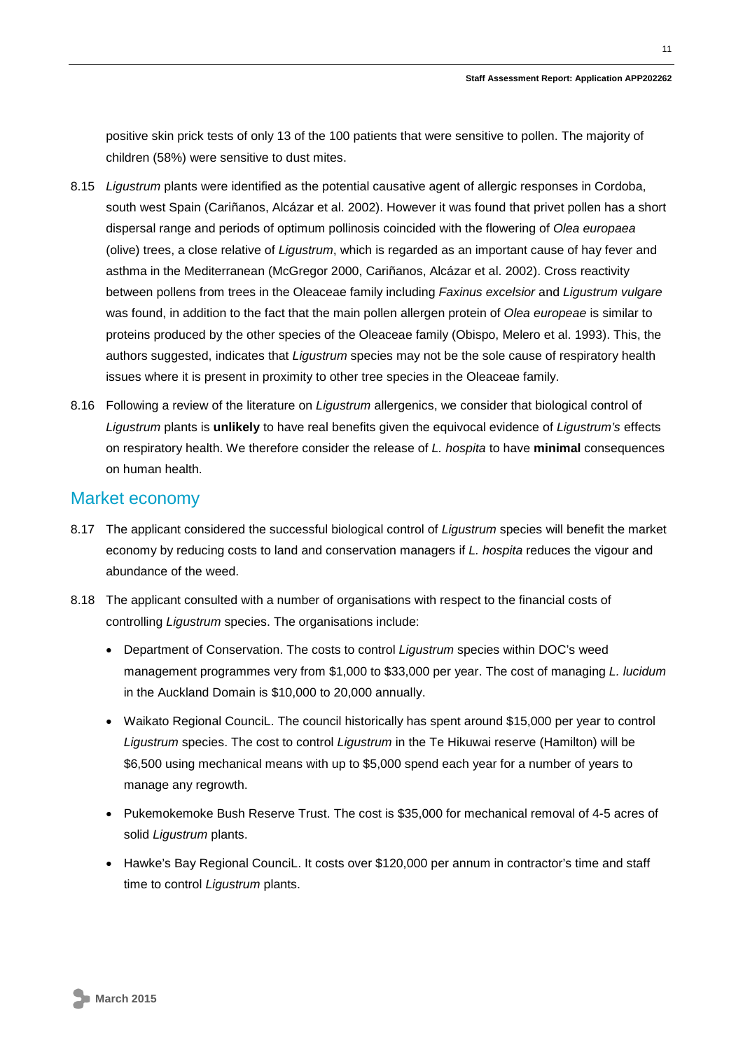positive skin prick tests of only 13 of the 100 patients that were sensitive to pollen. The majority of children (58%) were sensitive to dust mites.

8.15 *Ligustrum* plants were identified as the potential causative agent of allergic responses in Cordoba, south west Spain (Cariñanos, Alcázar et al. 2002). However it was found that privet pollen has a short dispersal range and periods of optimum pollinosis coincided with the flowering of *Olea europaea* (olive) trees, a close relative of *Ligustrum*, which is regarded as an important cause of hay fever and asthma in the Mediterranean (McGregor 2000, Cariñanos, Alcázar et al. 2002). Cross reactivity between pollens from trees in the Oleaceae family including *Faxinus excelsior* and *Ligustrum vulgare* was found, in addition to the fact that the main pollen allergen protein of *Olea europeae* is similar to proteins produced by the other species of the Oleaceae family (Obispo, Melero et al. 1993). This, the authors suggested, indicates that *Ligustrum* species may not be the sole cause of respiratory health issues where it is present in proximity to other tree species in the Oleaceae family.

8.16 Following a review of the literature on *Ligustrum* allergenics, we consider that biological control of *Ligustrum* plants is **unlikely** to have real benefits given the equivocal evidence of *Ligustrum's* effects on respiratory health. We therefore consider the release of *L. hospita* to have **minimal** consequences on human health.

## Market economy

8.17 The applicant considered the successful biological control of *Ligustrum* species will benefit the market economy by reducing costs to land and conservation managers if *L. hospita* reduces the vigour and abundance of the weed.

8.18 The applicant consulted with a number of organisations with respect to the financial costs of controlling *Ligustrum* species. The organisations include:

- Department of Conservation. The costs to control *Ligustrum* species within DOC's weed management programmes very from $1,000 to $33,000 per year. The cost of managing *L. lucidum* in the Auckland Domain is $10,000 to 20,000 annually.
- Waikato Regional CounciL. The council historically has spent around $15,000 per year to control *Ligustrum* species. The cost to control *Ligustrum* in the Te Hikuwai reserve (Hamilton) will be $6,500 using mechanical means with up to $5,000 spend each year for a number of years to manage any regrowth.
- Pukemokemoke Bush Reserve Trust. The cost is $35,000 for mechanical removal of 4-5 acres of solid *Ligustrum* plants.
- Hawke's Bay Regional CounciL. It costs over $120,000 per annum in contractor's time and staff time to control *Ligustrum* plants.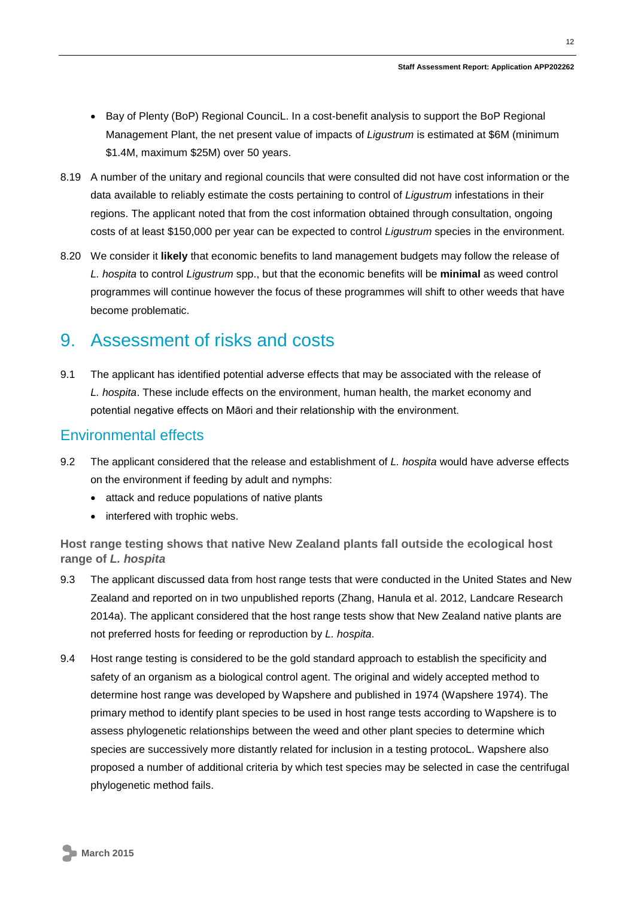- Bay of Plenty (BoP) Regional CounciL. In a cost-benefit analysis to support the BoP Regional Management Plant, the net present value of impacts of *Ligustrum* is estimated at $6M (minimum $1.4M, maximum $25M) over 50 years.

8.19 A number of the unitary and regional councils that were consulted did not have cost information or the data available to reliably estimate the costs pertaining to control of *Ligustrum* infestations in their regions. The applicant noted that from the cost information obtained through consultation, ongoing costs of at least $150,000 per year can be expected to control *Ligustrum* species in the environment.

8.20 We consider it **likely** that economic benefits to land management budgets may follow the release of *L. hospita* to control *Ligustrum* spp., but that the economic benefits will be **minimal** as weed control programmes will continue however the focus of these programmes will shift to other weeds that have become problematic.

# 9. Assessment of risks and costs

9.1 The applicant has identified potential adverse effects that may be associated with the release of *L. hospita*. These include effects on the environment, human health, the market economy and potential negative effects on Māori and their relationship with the environment.

## Environmental effects

9.2 The applicant considered that the release and establishment of *L. hospita* would have adverse effects on the environment if feeding by adult and nymphs:

- attack and reduce populations of native plants
- interfered with trophic webs.

### Host range testing shows that native New Zealand plants fall outside the ecological host range of *L. hospita*

9.3 The applicant discussed data from host range tests that were conducted in the United States and New Zealand and reported on in two unpublished reports (Zhang, Hanula et al. 2012, Landcare Research 2014a). The applicant considered that the host range tests show that New Zealand native plants are not preferred hosts for feeding or reproduction by *L. hospita*.

9.4 Host range testing is considered to be the gold standard approach to establish the specificity and safety of an organism as a biological control agent. The original and widely accepted method to determine host range was developed by Wapshere and published in 1974 (Wapshere 1974). The primary method to identify plant species to be used in host range tests according to Wapshere is to assess phylogenetic relationships between the weed and other plant species to determine which species are successively more distantly related for inclusion in a testing protocoL. Wapshere also proposed a number of additional criteria by which test species may be selected in case the centrifugal phylogenetic method fails.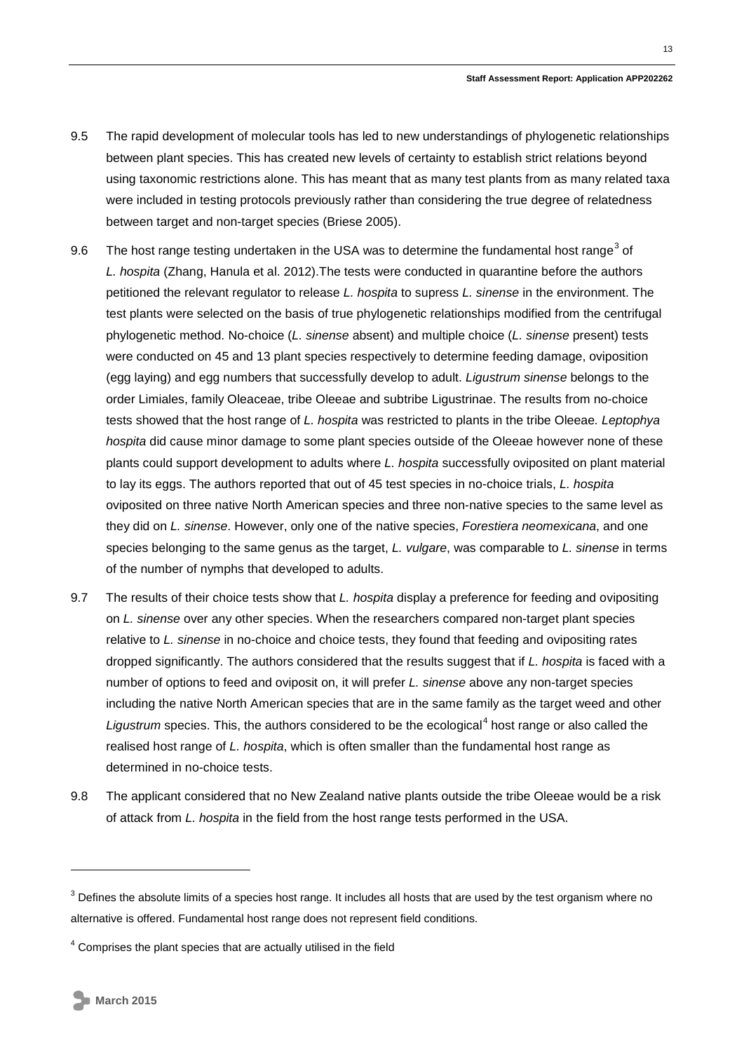9.5 The rapid development of molecular tools has led to new understandings of phylogenetic relationships between plant species. This has created new levels of certainty to establish strict relations beyond using taxonomic restrictions alone. This has meant that as many test plants from as many related taxa were included in testing protocols previously rather than considering the true degree of relatedness between target and non-target species (Briese 2005).

9.6 The host range testing undertaken in the USA was to determine the fundamental host range[3] of *L. hospita* (Zhang, Hanula et al. 2012).The tests were conducted in quarantine before the authors petitioned the relevant regulator to release *L. hospita* to supress *L. sinense* in the environment. The test plants were selected on the basis of true phylogenetic relationships modified from the centrifugal phylogenetic method. No-choice (*L. sinense* absent) and multiple choice (*L. sinense* present) tests were conducted on 45 and 13 plant species respectively to determine feeding damage, oviposition (egg laying) and egg numbers that successfully develop to adult. *Ligustrum sinense* belongs to the order Limiales, family Oleaceae, tribe Oleeae and subtribe Ligustrinae. The results from no-choice tests showed that the host range of *L. hospita* was restricted to plants in the tribe Oleeae. *Leptophya hospita* did cause minor damage to some plant species outside of the Oleeae however none of these plants could support development to adults where *L. hospita* successfully oviposited on plant material to lay its eggs. The authors reported that out of 45 test species in no-choice trials, *L. hospita* oviposited on three native North American species and three non-native species to the same level as they did on *L. sinense*. However, only one of the native species, *Forestiera neomexicana*, and one species belonging to the same genus as the target, *L. vulgare*, was comparable to *L. sinense* in terms of the number of nymphs that developed to adults.

9.7 The results of their choice tests show that *L. hospita* display a preference for feeding and ovipositing on *L. sinense* over any other species. When the researchers compared non-target plant species relative to *L. sinense* in no-choice and choice tests, they found that feeding and ovipositing rates dropped significantly. The authors considered that the results suggest that if *L. hospita* is faced with a number of options to feed and oviposit on, it will prefer *L. sinense* above any non-target species including the native North American species that are in the same family as the target weed and other *Ligustrum* species. This, the authors considered to be the ecological[4] host range or also called the realised host range of *L. hospita*, which is often smaller than the fundamental host range as determined in no-choice tests.

9.8 The applicant considered that no New Zealand native plants outside the tribe Oleeae would be a risk of attack from *L. hospita* in the field from the host range tests performed in the USA.

[3] Defines the absolute limits of a species host range. It includes all hosts that are used by the test organism where no alternative is offered. Fundamental host range does not represent field conditions.

[4] Comprises the plant species that are actually utilised in the field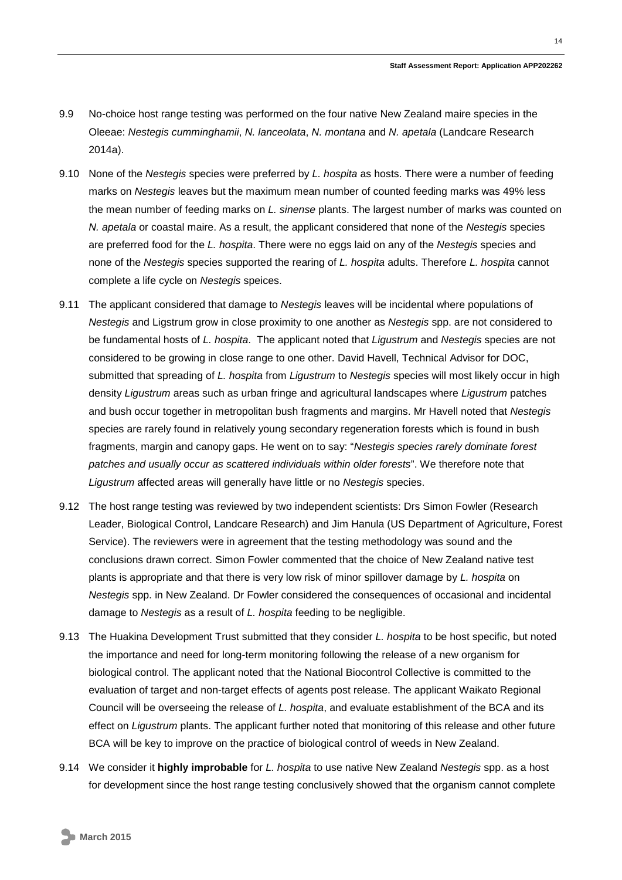9.9 No-choice host range testing was performed on the four native New Zealand maire species in the Oleeae: *Nestegis cumminghamii*, *N. lanceolata*, *N. montana* and *N. apetala* (Landcare Research 2014a).

9.10 None of the *Nestegis* species were preferred by *L. hospita* as hosts. There were a number of feeding marks on *Nestegis* leaves but the maximum mean number of counted feeding marks was 49% less the mean number of feeding marks on *L. sinense* plants. The largest number of marks was counted on *N. apetala* or coastal maire. As a result, the applicant considered that none of the *Nestegis* species are preferred food for the *L. hospita*. There were no eggs laid on any of the *Nestegis* species and none of the *Nestegis* species supported the rearing of *L. hospita* adults. Therefore *L. hospita* cannot complete a life cycle on *Nestegis* speices.

9.11 The applicant considered that damage to *Nestegis* leaves will be incidental where populations of *Nestegis* and Ligstrum grow in close proximity to one another as *Nestegis* spp. are not considered to be fundamental hosts of *L. hospita*. The applicant noted that *Ligustrum* and *Nestegis* species are not considered to be growing in close range to one other. David Havell, Technical Advisor for DOC, submitted that spreading of *L. hospita* from *Ligustrum* to *Nestegis* species will most likely occur in high density *Ligustrum* areas such as urban fringe and agricultural landscapes where *Ligustrum* patches and bush occur together in metropolitan bush fragments and margins. Mr Havell noted that *Nestegis* species are rarely found in relatively young secondary regeneration forests which is found in bush fragments, margin and canopy gaps. He went on to say: "*Nestegis species rarely dominate forest patches and usually occur as scattered individuals within older forests*". We therefore note that *Ligustrum* affected areas will generally have little or no *Nestegis* species.

9.12 The host range testing was reviewed by two independent scientists: Drs Simon Fowler (Research Leader, Biological Control, Landcare Research) and Jim Hanula (US Department of Agriculture, Forest Service). The reviewers were in agreement that the testing methodology was sound and the conclusions drawn correct. Simon Fowler commented that the choice of New Zealand native test plants is appropriate and that there is very low risk of minor spillover damage by *L. hospita* on *Nestegis* spp. in New Zealand. Dr Fowler considered the consequences of occasional and incidental damage to *Nestegis* as a result of *L. hospita* feeding to be negligible.

9.13 The Huakina Development Trust submitted that they consider *L. hospita* to be host specific, but noted the importance and need for long-term monitoring following the release of a new organism for biological control. The applicant noted that the National Biocontrol Collective is committed to the evaluation of target and non-target effects of agents post release. The applicant Waikato Regional Council will be overseeing the release of *L. hospita*, and evaluate establishment of the BCA and its effect on *Ligustrum* plants. The applicant further noted that monitoring of this release and other future BCA will be key to improve on the practice of biological control of weeds in New Zealand.

9.14 We consider it **highly improbable** for *L. hospita* to use native New Zealand *Nestegis* spp. as a host for development since the host range testing conclusively showed that the organism cannot complete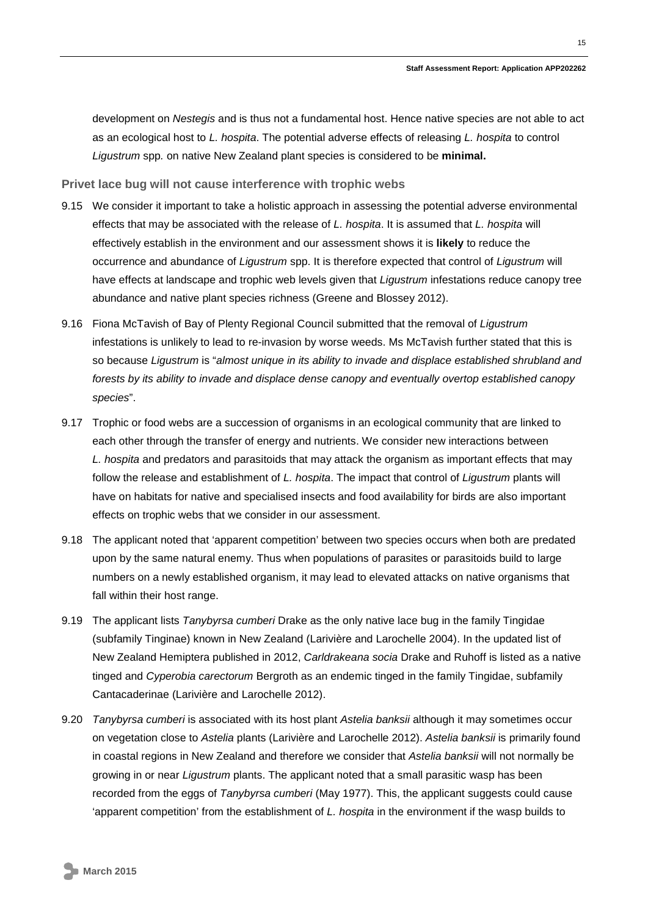development on *Nestegis* and is thus not a fundamental host. Hence native species are not able to act as an ecological host to *L. hospita*. The potential adverse effects of releasing *L. hospita* to control *Ligustrum* spp. on native New Zealand plant species is considered to be **minimal.**

### Privet lace bug will not cause interference with trophic webs

9.15 We consider it important to take a holistic approach in assessing the potential adverse environmental effects that may be associated with the release of *L. hospita*. It is assumed that *L. hospita* will effectively establish in the environment and our assessment shows it is **likely** to reduce the occurrence and abundance of *Ligustrum* spp. It is therefore expected that control of *Ligustrum* will have effects at landscape and trophic web levels given that *Ligustrum* infestations reduce canopy tree abundance and native plant species richness (Greene and Blossey 2012).

9.16 Fiona McTavish of Bay of Plenty Regional Council submitted that the removal of *Ligustrum* infestations is unlikely to lead to re-invasion by worse weeds. Ms McTavish further stated that this is so because *Ligustrum* is "*almost unique in its ability to invade and displace established shrubland and forests by its ability to invade and displace dense canopy and eventually overtop established canopy species*".

9.17 Trophic or food webs are a succession of organisms in an ecological community that are linked to each other through the transfer of energy and nutrients. We consider new interactions between *L. hospita* and predators and parasitoids that may attack the organism as important effects that may follow the release and establishment of *L. hospita*. The impact that control of *Ligustrum* plants will have on habitats for native and specialised insects and food availability for birds are also important effects on trophic webs that we consider in our assessment.

9.18 The applicant noted that 'apparent competition' between two species occurs when both are predated upon by the same natural enemy. Thus when populations of parasites or parasitoids build to large numbers on a newly established organism, it may lead to elevated attacks on native organisms that fall within their host range.

9.19 The applicant lists *Tanybyrsa cumberi* Drake as the only native lace bug in the family Tingidae (subfamily Tinginae) known in New Zealand (Larivière and Larochelle 2004). In the updated list of New Zealand Hemiptera published in 2012, *Carldrakeana socia* Drake and Ruhoff is listed as a native tinged and *Cyperobia carectorum* Bergroth as an endemic tinged in the family Tingidae, subfamily Cantacaderinae (Larivière and Larochelle 2012).

9.20 *Tanybyrsa cumberi* is associated with its host plant *Astelia banksii* although it may sometimes occur on vegetation close to *Astelia* plants (Larivière and Larochelle 2012). *Astelia banksii* is primarily found in coastal regions in New Zealand and therefore we consider that *Astelia banksii* will not normally be growing in or near *Ligustrum* plants. The applicant noted that a small parasitic wasp has been recorded from the eggs of *Tanybyrsa cumberi* (May 1977). This, the applicant suggests could cause 'apparent competition' from the establishment of *L. hospita* in the environment if the wasp builds to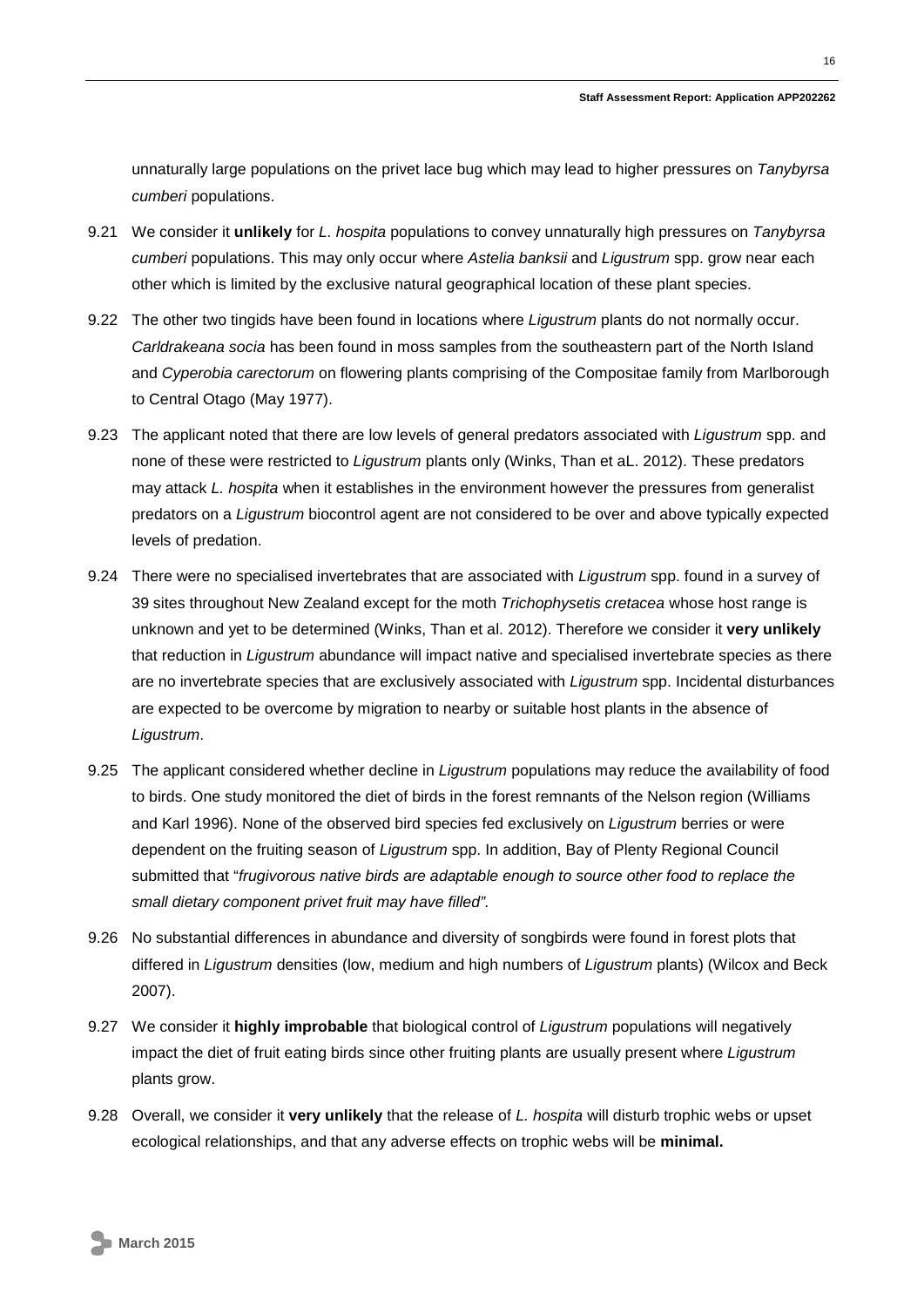unnaturally large populations on the privet lace bug which may lead to higher pressures on *Tanybyrsa cumberi* populations.

9.21 We consider it **unlikely** for *L. hospita* populations to convey unnaturally high pressures on *Tanybyrsa cumberi* populations. This may only occur where *Astelia banksii* and *Ligustrum* spp. grow near each other which is limited by the exclusive natural geographical location of these plant species.

9.22 The other two tingids have been found in locations where *Ligustrum* plants do not normally occur. *Carldrakeana socia* has been found in moss samples from the southeastern part of the North Island and *Cyperobia carectorum* on flowering plants comprising of the Compositae family from Marlborough to Central Otago (May 1977).

9.23 The applicant noted that there are low levels of general predators associated with *Ligustrum* spp. and none of these were restricted to *Ligustrum* plants only (Winks, Than et aL. 2012). These predators may attack *L. hospita* when it establishes in the environment however the pressures from generalist predators on a *Ligustrum* biocontrol agent are not considered to be over and above typically expected levels of predation.

9.24 There were no specialised invertebrates that are associated with *Ligustrum* spp. found in a survey of 39 sites throughout New Zealand except for the moth *Trichophysetis cretacea* whose host range is unknown and yet to be determined (Winks, Than et al. 2012). Therefore we consider it **very unlikely** that reduction in *Ligustrum* abundance will impact native and specialised invertebrate species as there are no invertebrate species that are exclusively associated with *Ligustrum* spp. Incidental disturbances are expected to be overcome by migration to nearby or suitable host plants in the absence of *Ligustrum*.

9.25 The applicant considered whether decline in *Ligustrum* populations may reduce the availability of food to birds. One study monitored the diet of birds in the forest remnants of the Nelson region (Williams and Karl 1996). None of the observed bird species fed exclusively on *Ligustrum* berries or were dependent on the fruiting season of *Ligustrum* spp. In addition, Bay of Plenty Regional Council submitted that "*frugivorous native birds are adaptable enough to source other food to replace the small dietary component privet fruit may have filled".*

9.26 No substantial differences in abundance and diversity of songbirds were found in forest plots that differed in *Ligustrum* densities (low, medium and high numbers of *Ligustrum* plants) (Wilcox and Beck 2007).

9.27 We consider it **highly improbable** that biological control of *Ligustrum* populations will negatively impact the diet of fruit eating birds since other fruiting plants are usually present where *Ligustrum* plants grow.

9.28 Overall, we consider it **very unlikely** that the release of *L. hospita* will disturb trophic webs or upset ecological relationships, and that any adverse effects on trophic webs will be **minimal.**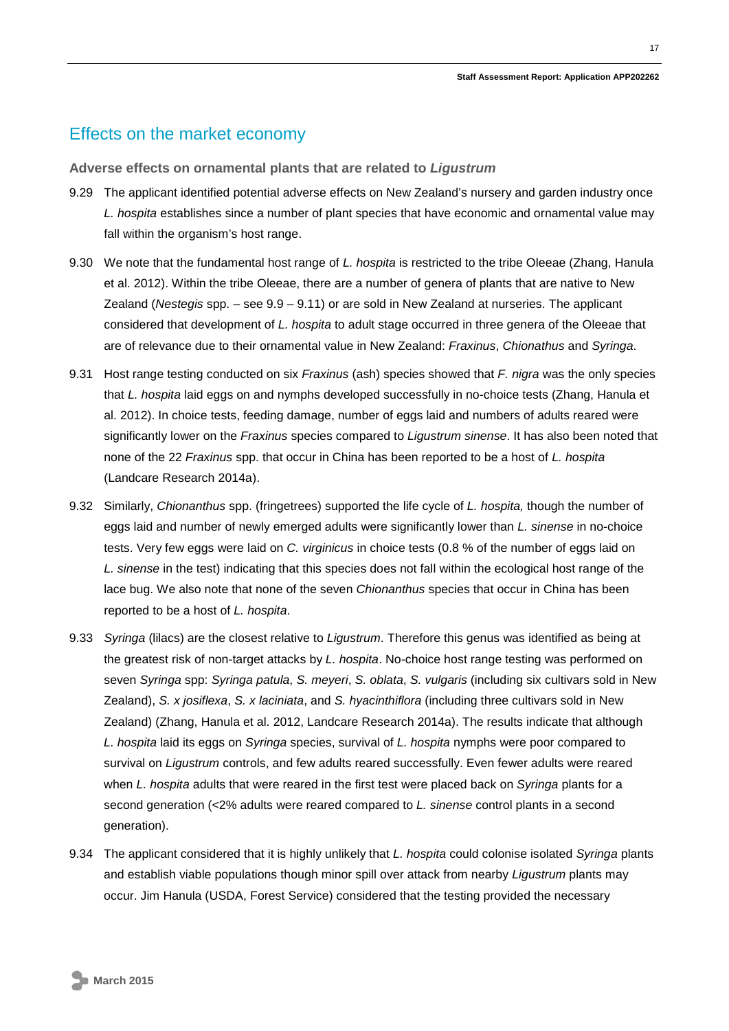## Effects on the market economy

### Adverse effects on ornamental plants that are related to *Ligustrum*

9.29 The applicant identified potential adverse effects on New Zealand's nursery and garden industry once *L. hospita* establishes since a number of plant species that have economic and ornamental value may fall within the organism's host range.

9.30 We note that the fundamental host range of *L. hospita* is restricted to the tribe Oleeae (Zhang, Hanula et al. 2012). Within the tribe Oleeae, there are a number of genera of plants that are native to New Zealand (*Nestegis* spp. – see 9.9 – 9.11) or are sold in New Zealand at nurseries. The applicant considered that development of *L. hospita* to adult stage occurred in three genera of the Oleeae that are of relevance due to their ornamental value in New Zealand: *Fraxinus*, *Chionathus* and *Syringa*.

9.31 Host range testing conducted on six *Fraxinus* (ash) species showed that *F. nigra* was the only species that *L. hospita* laid eggs on and nymphs developed successfully in no-choice tests (Zhang, Hanula et al. 2012). In choice tests, feeding damage, number of eggs laid and numbers of adults reared were significantly lower on the *Fraxinus* species compared to *Ligustrum sinense*. It has also been noted that none of the 22 *Fraxinus* spp. that occur in China has been reported to be a host of *L. hospita* (Landcare Research 2014a).

9.32 Similarly, *Chionanthus* spp. (fringetrees) supported the life cycle of *L. hospita,* though the number of eggs laid and number of newly emerged adults were significantly lower than *L. sinense* in no-choice tests. Very few eggs were laid on *C. virginicus* in choice tests (0.8 % of the number of eggs laid on *L. sinense* in the test) indicating that this species does not fall within the ecological host range of the lace bug. We also note that none of the seven *Chionanthus* species that occur in China has been reported to be a host of *L. hospita*.

9.33 *Syringa* (lilacs) are the closest relative to *Ligustrum*. Therefore this genus was identified as being at the greatest risk of non-target attacks by *L. hospita*. No-choice host range testing was performed on seven *Syringa* spp: *Syringa patula*, *S. meyeri*, *S. oblata*, *S. vulgaris* (including six cultivars sold in New Zealand), *S. x josiflexa*, *S. x laciniata*, and *S. hyacinthiflora* (including three cultivars sold in New Zealand) (Zhang, Hanula et al. 2012, Landcare Research 2014a). The results indicate that although *L. hospita* laid its eggs on *Syringa* species, survival of *L. hospita* nymphs were poor compared to survival on *Ligustrum* controls, and few adults reared successfully. Even fewer adults were reared when *L. hospita* adults that were reared in the first test were placed back on *Syringa* plants for a second generation (<2% adults were reared compared to *L. sinense* control plants in a second generation).

9.34 The applicant considered that it is highly unlikely that *L. hospita* could colonise isolated *Syringa* plants and establish viable populations though minor spill over attack from nearby *Ligustrum* plants may occur. Jim Hanula (USDA, Forest Service) considered that the testing provided the necessary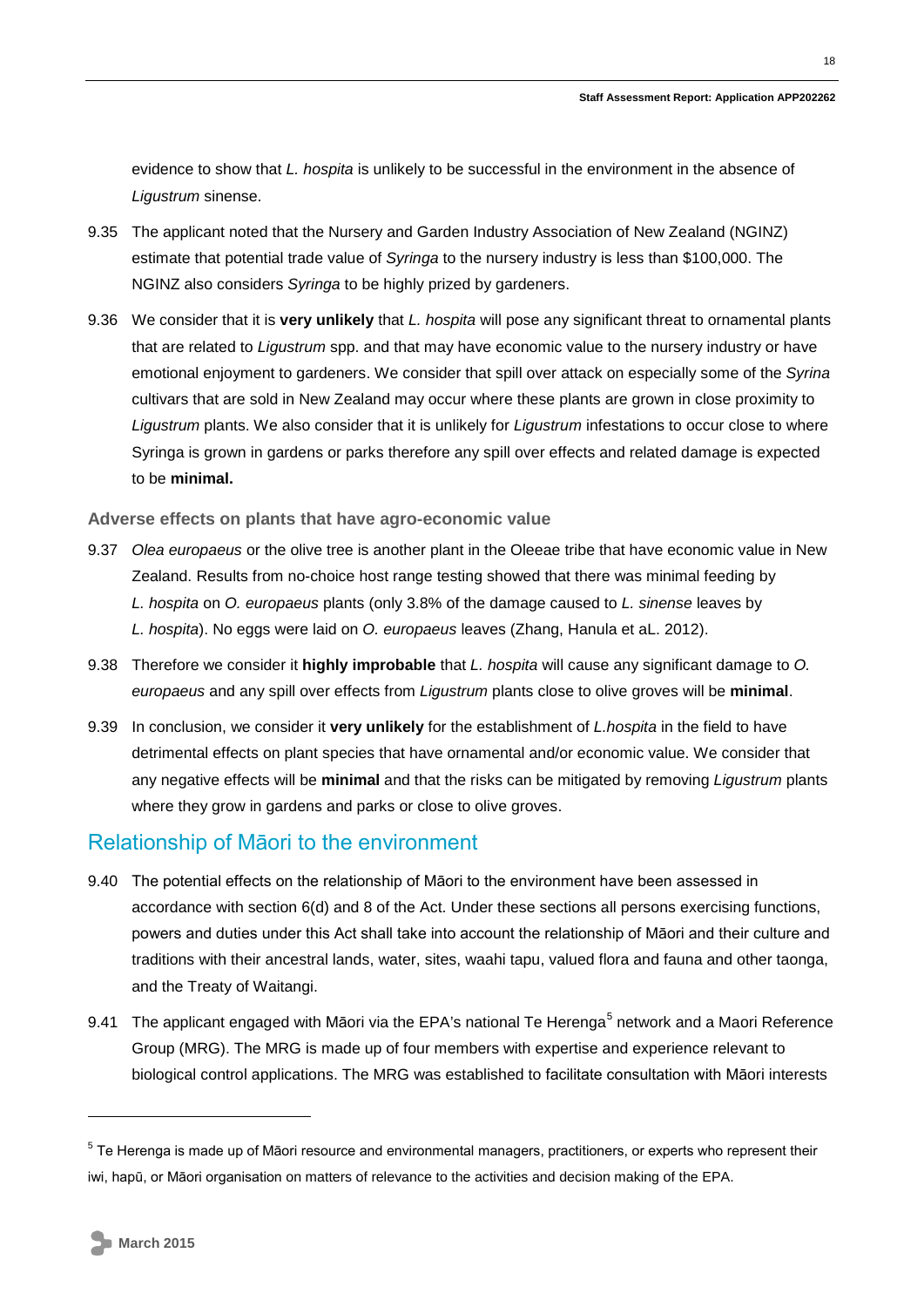evidence to show that *L. hospita* is unlikely to be successful in the environment in the absence of *Ligustrum* sinense.

9.35 The applicant noted that the Nursery and Garden Industry Association of New Zealand (NGINZ) estimate that potential trade value of *Syringa* to the nursery industry is less than $100,000. The NGINZ also considers *Syringa* to be highly prized by gardeners.

9.36 We consider that it is **very unlikely** that *L. hospita* will pose any significant threat to ornamental plants that are related to *Ligustrum* spp. and that may have economic value to the nursery industry or have emotional enjoyment to gardeners. We consider that spill over attack on especially some of the *Syrina* cultivars that are sold in New Zealand may occur where these plants are grown in close proximity to *Ligustrum* plants. We also consider that it is unlikely for *Ligustrum* infestations to occur close to where Syringa is grown in gardens or parks therefore any spill over effects and related damage is expected to be **minimal.**

### Adverse effects on plants that have agro-economic value

9.37 *Olea europaeus* or the olive tree is another plant in the Oleeae tribe that have economic value in New Zealand. Results from no-choice host range testing showed that there was minimal feeding by *L. hospita* on *O. europaeus* plants (only 3.8% of the damage caused to *L. sinense* leaves by *L. hospita*). No eggs were laid on *O. europaeus* leaves (Zhang, Hanula et aL. 2012).

9.38 Therefore we consider it **highly improbable** that *L. hospita* will cause any significant damage to *O. europaeus* and any spill over effects from *Ligustrum* plants close to olive groves will be **minimal**.

9.39 In conclusion, we consider it **very unlikely** for the establishment of *L.hospita* in the field to have detrimental effects on plant species that have ornamental and/or economic value. We consider that any negative effects will be **minimal** and that the risks can be mitigated by removing *Ligustrum* plants where they grow in gardens and parks or close to olive groves.

## Relationship of Māori to the environment

9.40 The potential effects on the relationship of Māori to the environment have been assessed in accordance with section 6(d) and 8 of the Act. Under these sections all persons exercising functions, powers and duties under this Act shall take into account the relationship of Māori and their culture and traditions with their ancestral lands, water, sites, waahi tapu, valued flora and fauna and other taonga, and the Treaty of Waitangi.

9.41 The applicant engaged with Māori via the EPA's national Te Herenga[5] network and a Maori Reference Group (MRG). The MRG is made up of four members with expertise and experience relevant to biological control applications. The MRG was established to facilitate consultation with Māori interests

[5] Te Herenga is made up of Māori resource and environmental managers, practitioners, or experts who represent their iwi, hapū, or Māori organisation on matters of relevance to the activities and decision making of the EPA.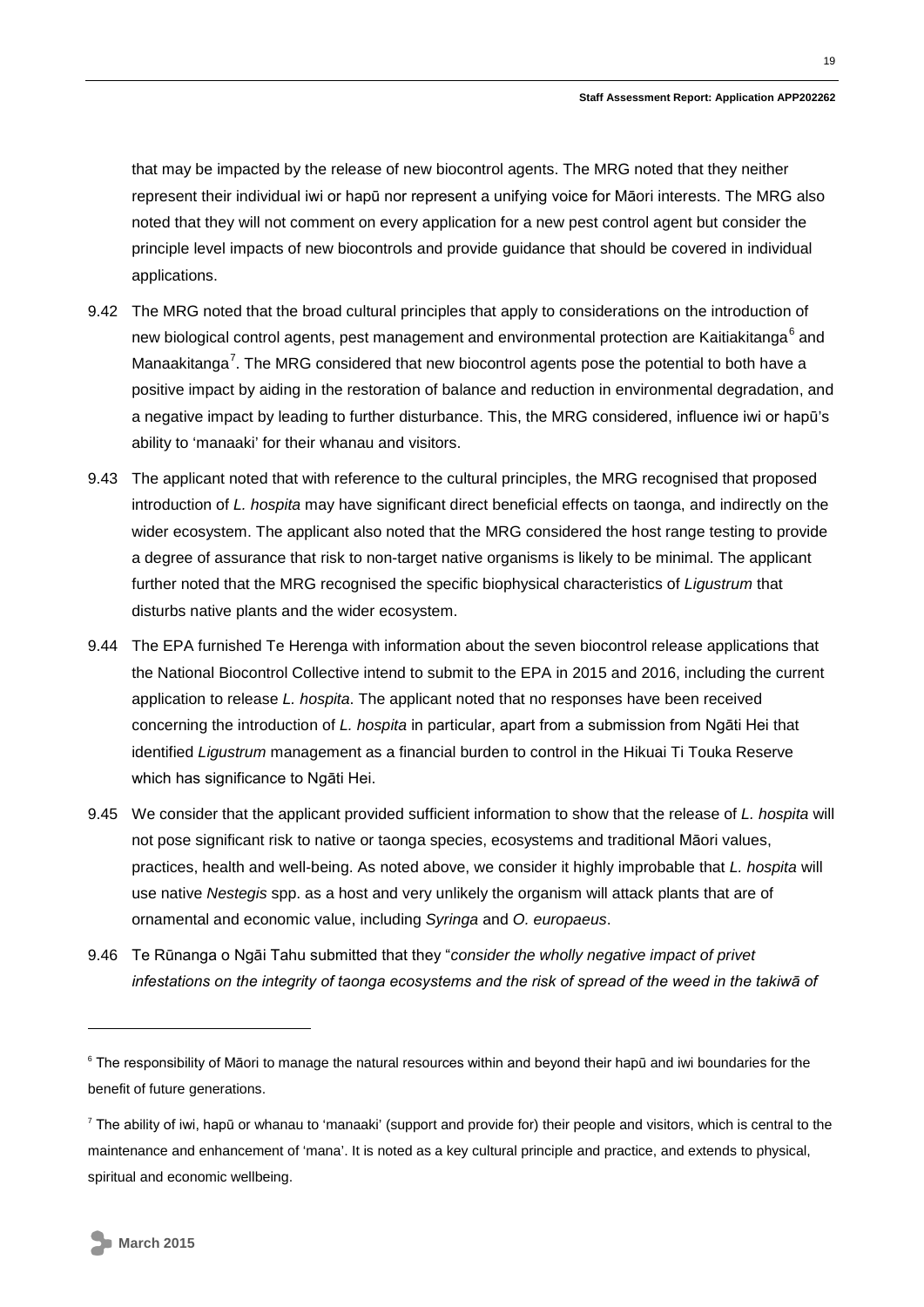that may be impacted by the release of new biocontrol agents. The MRG noted that they neither represent their individual iwi or hapū nor represent a unifying voice for Māori interests. The MRG also noted that they will not comment on every application for a new pest control agent but consider the principle level impacts of new biocontrols and provide guidance that should be covered in individual applications.

9.42 The MRG noted that the broad cultural principles that apply to considerations on the introduction of new biological control agents, pest management and environmental protection are Kaitiakitanga[6] and Manaakitanga[7]. The MRG considered that new biocontrol agents pose the potential to both have a positive impact by aiding in the restoration of balance and reduction in environmental degradation, and a negative impact by leading to further disturbance. This, the MRG considered, influence iwi or hapū's ability to 'manaaki' for their whanau and visitors.

9.43 The applicant noted that with reference to the cultural principles, the MRG recognised that proposed introduction of *L. hospita* may have significant direct beneficial effects on taonga, and indirectly on the wider ecosystem. The applicant also noted that the MRG considered the host range testing to provide a degree of assurance that risk to non-target native organisms is likely to be minimal. The applicant further noted that the MRG recognised the specific biophysical characteristics of *Ligustrum* that disturbs native plants and the wider ecosystem.

9.44 The EPA furnished Te Herenga with information about the seven biocontrol release applications that the National Biocontrol Collective intend to submit to the EPA in 2015 and 2016, including the current application to release *L. hospita*. The applicant noted that no responses have been received concerning the introduction of *L. hospita* in particular, apart from a submission from Ngāti Hei that identified *Ligustrum* management as a financial burden to control in the Hikuai Ti Touka Reserve which has significance to Ngāti Hei.

9.45 We consider that the applicant provided sufficient information to show that the release of *L. hospita* will not pose significant risk to native or taonga species, ecosystems and traditional Māori values, practices, health and well-being. As noted above, we consider it highly improbable that *L. hospita* will use native *Nestegis* spp. as a host and very unlikely the organism will attack plants that are of ornamental and economic value, including *Syringa* and *O. europaeus*.

9.46 Te Rūnanga o Ngāi Tahu submitted that they "*consider the wholly negative impact of privet infestations on the integrity of taonga ecosystems and the risk of spread of the weed in the takiwā of*

---

[6] The responsibility of Māori to manage the natural resources within and beyond their hapū and iwi boundaries for the benefit of future generations.

[7] The ability of iwi, hapū or whanau to 'manaaki' (support and provide for) their people and visitors, which is central to the maintenance and enhancement of 'mana'. It is noted as a key cultural principle and practice, and extends to physical, spiritual and economic wellbeing.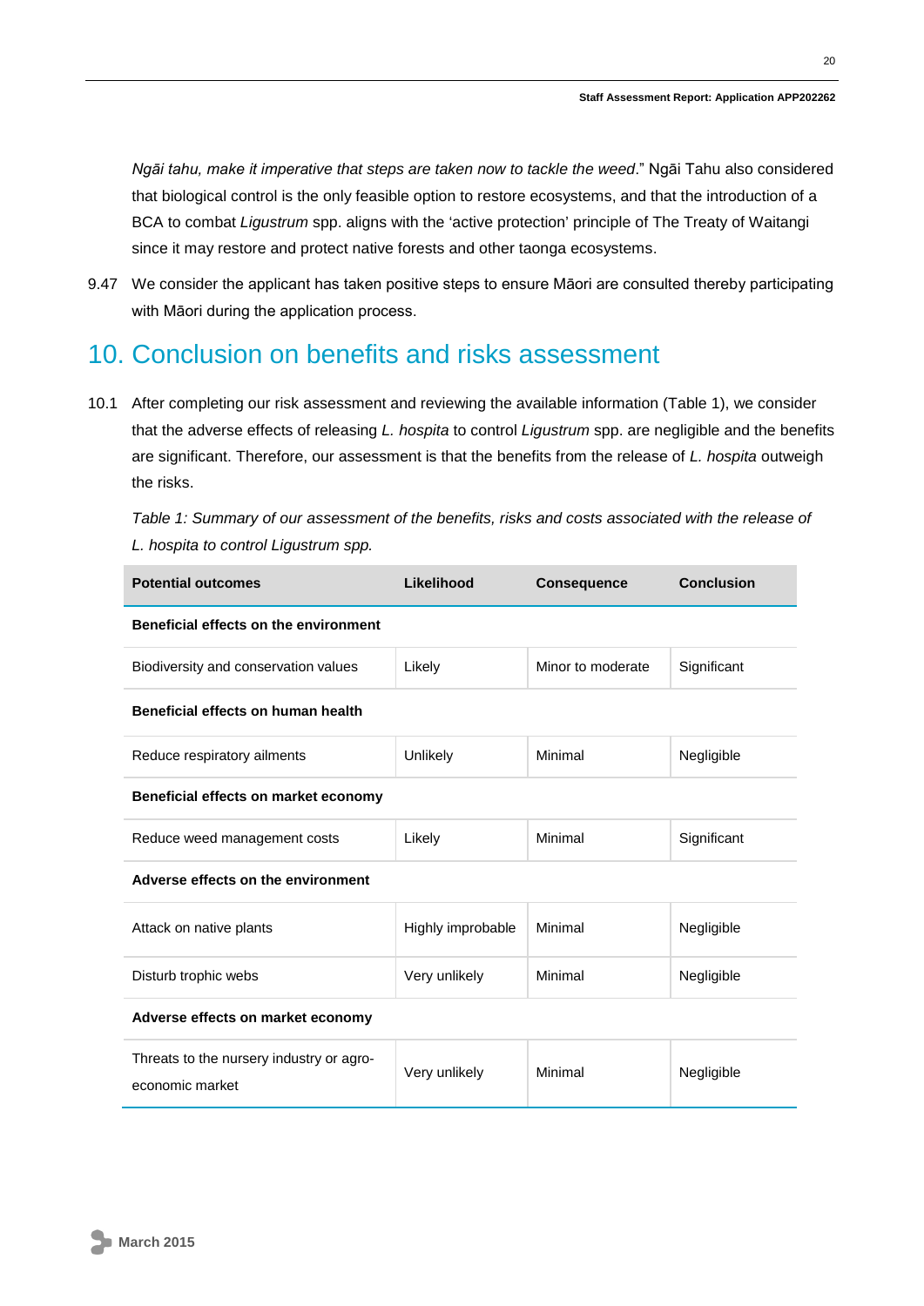*Ngāi tahu, make it imperative that steps are taken now to tackle the weed*." Ngāi Tahu also considered that biological control is the only feasible option to restore ecosystems, and that the introduction of a BCA to combat *Ligustrum* spp. aligns with the 'active protection' principle of The Treaty of Waitangi since it may restore and protect native forests and other taonga ecosystems.

9.47 We consider the applicant has taken positive steps to ensure Māori are consulted thereby participating with Māori during the application process.

# 10. Conclusion on benefits and risks assessment

10.1 After completing our risk assessment and reviewing the available information (Table 1), we consider that the adverse effects of releasing *L. hospita* to control *Ligustrum* spp. are negligible and the benefits are significant. Therefore, our assessment is that the benefits from the release of *L. hospita* outweigh the risks.

*Table 1: Summary of our assessment of the benefits, risks and costs associated with the release of L. hospita to control Ligustrum spp.*

| Potential outcomes | Likelihood | Consequence | Conclusion |
|---|---|---|---|
| **Beneficial effects on the environment** | | | |
| Biodiversity and conservation values | Likely | Minor to moderate | Significant |
| **Beneficial effects on human health** | | | |
| Reduce respiratory ailments | Unlikely | Minimal | Negligible |
| **Beneficial effects on market economy** | | | |
| Reduce weed management costs | Likely | Minimal | Significant |
| **Adverse effects on the environment** | | | |
| Attack on native plants | Highly improbable | Minimal | Negligible |
| Disturb trophic webs | Very unlikely | Minimal | Negligible |
| **Adverse effects on market economy** | | | |
| Threats to the nursery industry or agro-economic market | Very unlikely | Minimal | Negligible |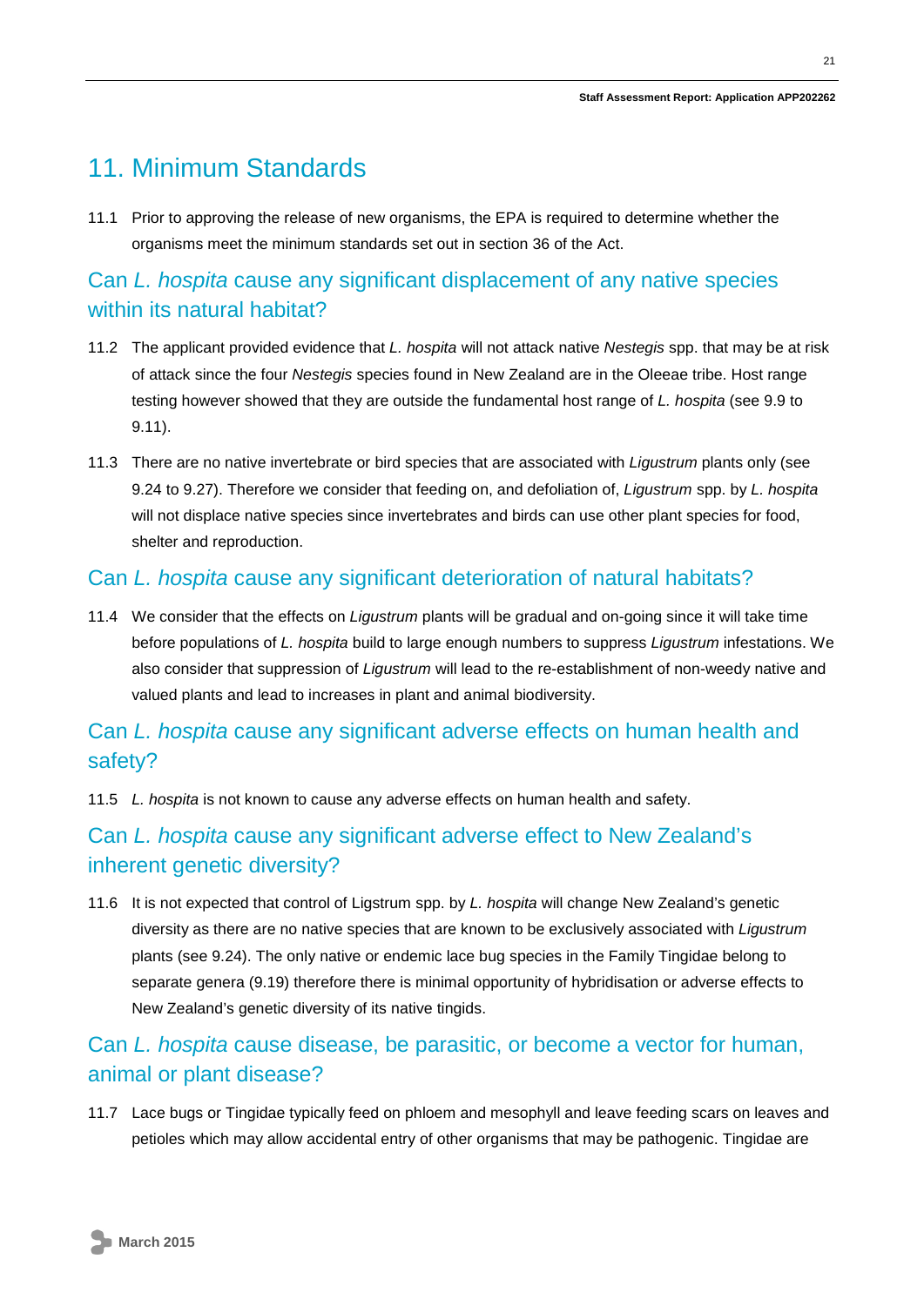# 11. Minimum Standards

11.1 Prior to approving the release of new organisms, the EPA is required to determine whether the organisms meet the minimum standards set out in section 36 of the Act.

## Can *L. hospita* cause any significant displacement of any native species within its natural habitat?

11.2 The applicant provided evidence that *L. hospita* will not attack native *Nestegis* spp. that may be at risk of attack since the four *Nestegis* species found in New Zealand are in the Oleeae tribe. Host range testing however showed that they are outside the fundamental host range of *L. hospita* (see 9.9 to 9.11).

11.3 There are no native invertebrate or bird species that are associated with *Ligustrum* plants only (see 9.24 to 9.27). Therefore we consider that feeding on, and defoliation of, *Ligustrum* spp. by *L. hospita* will not displace native species since invertebrates and birds can use other plant species for food, shelter and reproduction.

## Can *L. hospita* cause any significant deterioration of natural habitats?

11.4 We consider that the effects on *Ligustrum* plants will be gradual and on-going since it will take time before populations of *L. hospita* build to large enough numbers to suppress *Ligustrum* infestations. We also consider that suppression of *Ligustrum* will lead to the re-establishment of non-weedy native and valued plants and lead to increases in plant and animal biodiversity.

## Can *L. hospita* cause any significant adverse effects on human health and safety?

11.5 *L. hospita* is not known to cause any adverse effects on human health and safety.

## Can *L. hospita* cause any significant adverse effect to New Zealand's inherent genetic diversity?

11.6 It is not expected that control of Ligstrum spp. by *L. hospita* will change New Zealand's genetic diversity as there are no native species that are known to be exclusively associated with *Ligustrum* plants (see 9.24). The only native or endemic lace bug species in the Family Tingidae belong to separate genera (9.19) therefore there is minimal opportunity of hybridisation or adverse effects to New Zealand's genetic diversity of its native tingids.

## Can *L. hospita* cause disease, be parasitic, or become a vector for human, animal or plant disease?

11.7 Lace bugs or Tingidae typically feed on phloem and mesophyll and leave feeding scars on leaves and petioles which may allow accidental entry of other organisms that may be pathogenic. Tingidae are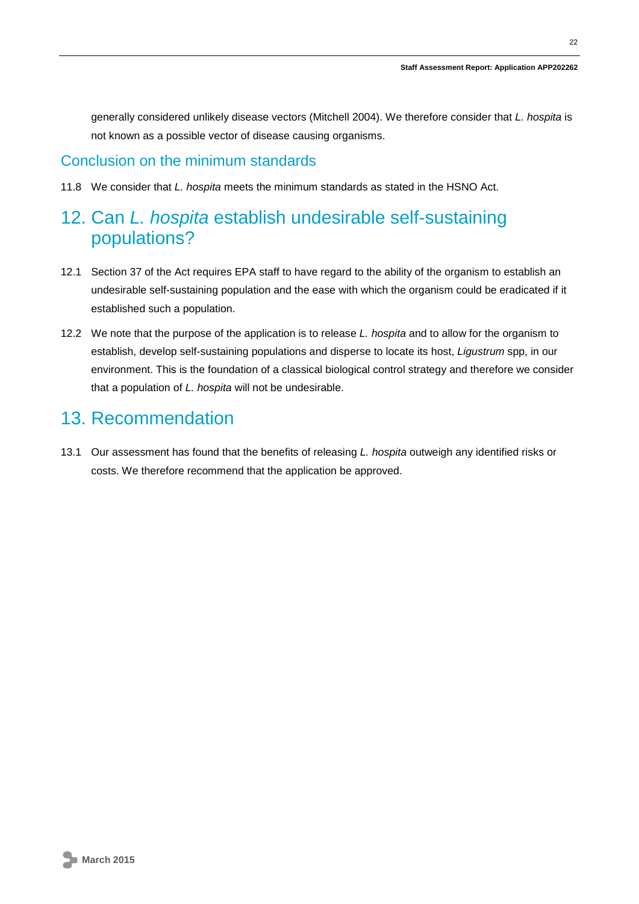generally considered unlikely disease vectors (Mitchell 2004). We therefore consider that *L. hospita* is not known as a possible vector of disease causing organisms.

### Conclusion on the minimum standards

11.8 We consider that *L. hospita* meets the minimum standards as stated in the HSNO Act.

## 12. Can *L. hospita* establish undesirable self-sustaining populations?

12.1 Section 37 of the Act requires EPA staff to have regard to the ability of the organism to establish an undesirable self-sustaining population and the ease with which the organism could be eradicated if it established such a population.

12.2 We note that the purpose of the application is to release *L. hospita* and to allow for the organism to establish, develop self-sustaining populations and disperse to locate its host, *Ligustrum* spp, in our environment. This is the foundation of a classical biological control strategy and therefore we consider that a population of *L. hospita* will not be undesirable.

## 13. Recommendation

13.1 Our assessment has found that the benefits of releasing *L. hospita* outweigh any identified risks or costs. We therefore recommend that the application be approved.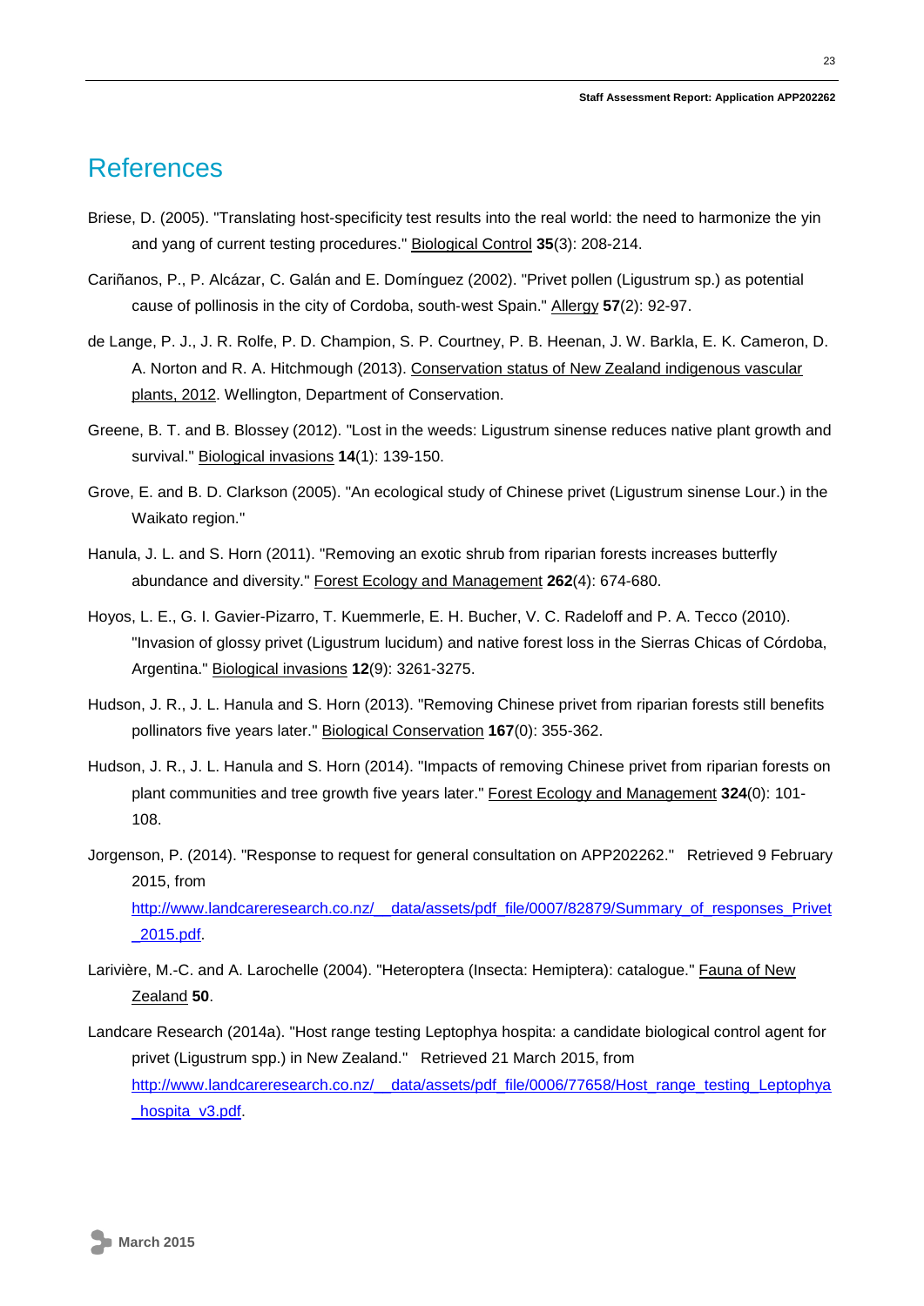# References

Briese, D. (2005). "Translating host-specificity test results into the real world: the need to harmonize the yin and yang of current testing procedures." Biological Control **35**(3): 208-214.

Cariñanos, P., P. Alcázar, C. Galán and E. Domínguez (2002). "Privet pollen (Ligustrum sp.) as potential cause of pollinosis in the city of Cordoba, south-west Spain." Allergy **57**(2): 92-97.

de Lange, P. J., J. R. Rolfe, P. D. Champion, S. P. Courtney, P. B. Heenan, J. W. Barkla, E. K. Cameron, D. A. Norton and R. A. Hitchmough (2013). Conservation status of New Zealand indigenous vascular plants, 2012. Wellington, Department of Conservation.

Greene, B. T. and B. Blossey (2012). "Lost in the weeds: Ligustrum sinense reduces native plant growth and survival." Biological invasions **14**(1): 139-150.

Grove, E. and B. D. Clarkson (2005). "An ecological study of Chinese privet (Ligustrum sinense Lour.) in the Waikato region."

Hanula, J. L. and S. Horn (2011). "Removing an exotic shrub from riparian forests increases butterfly abundance and diversity." Forest Ecology and Management **262**(4): 674-680.

Hoyos, L. E., G. I. Gavier-Pizarro, T. Kuemmerle, E. H. Bucher, V. C. Radeloff and P. A. Tecco (2010). "Invasion of glossy privet (Ligustrum lucidum) and native forest loss in the Sierras Chicas of Córdoba, Argentina." Biological invasions **12**(9): 3261-3275.

Hudson, J. R., J. L. Hanula and S. Horn (2013). "Removing Chinese privet from riparian forests still benefits pollinators five years later." Biological Conservation **167**(0): 355-362.

Hudson, J. R., J. L. Hanula and S. Horn (2014). "Impacts of removing Chinese privet from riparian forests on plant communities and tree growth five years later." Forest Ecology and Management **324**(0): 101-108.

Jorgenson, P. (2014). "Response to request for general consultation on APP202262." Retrieved 9 February 2015, from http://www.landcareresearch.co.nz/__data/assets/pdf_file/0007/82879/Summary_of_responses_Privet_2015.pdf.

Larivière, M.-C. and A. Larochelle (2004). "Heteroptera (Insecta: Hemiptera): catalogue." Fauna of New Zealand **50**.

Landcare Research (2014a). "Host range testing Leptophya hospita: a candidate biological control agent for privet (Ligustrum spp.) in New Zealand." Retrieved 21 March 2015, from http://www.landcareresearch.co.nz/__data/assets/pdf_file/0006/77658/Host_range_testing_Leptophya_hospita_v3.pdf.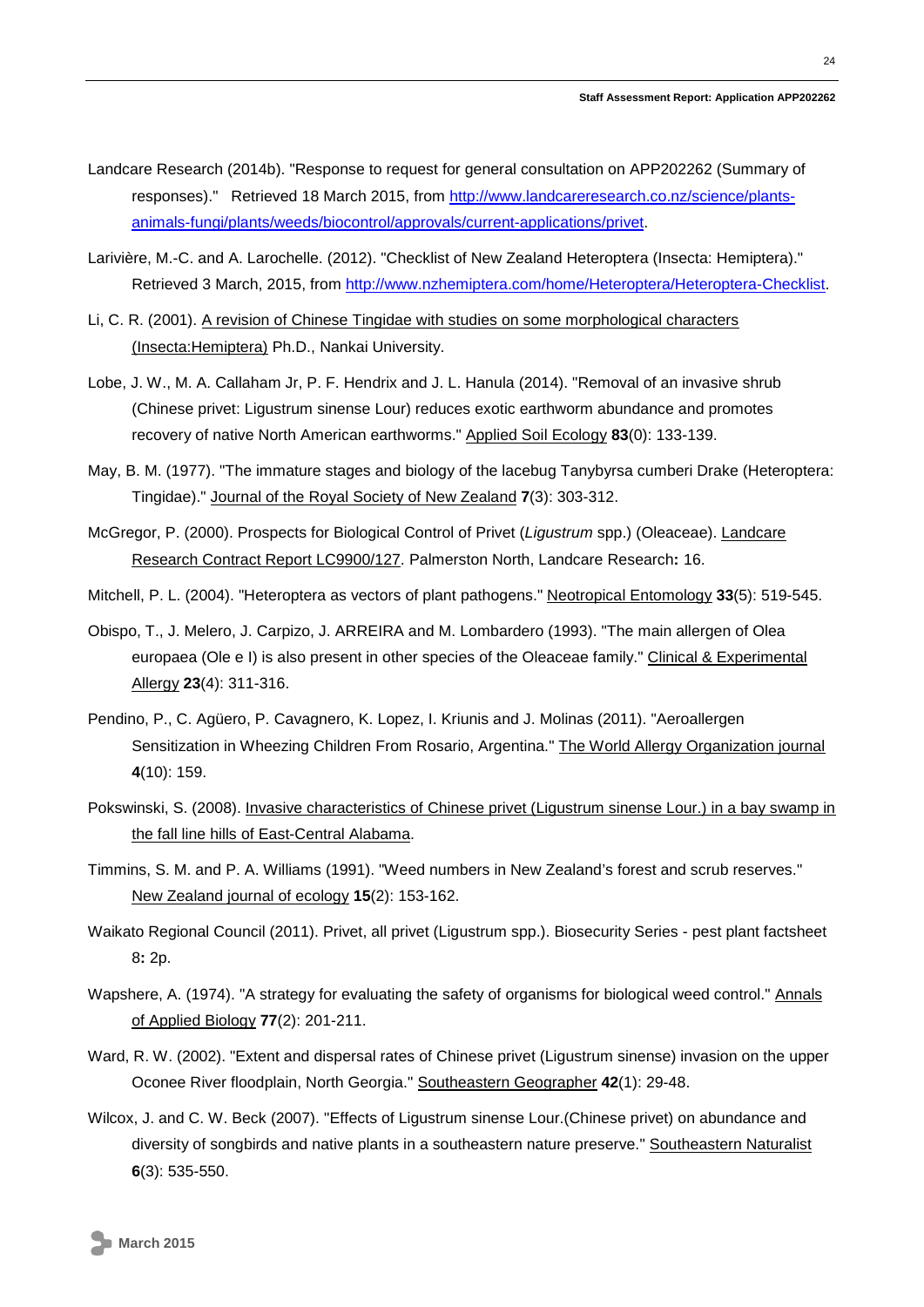Landcare Research (2014b). "Response to request for general consultation on APP202262 (Summary of responses)." Retrieved 18 March 2015, from http://www.landcareresearch.co.nz/science/plants-animals-fungi/plants/weeds/biocontrol/approvals/current-applications/privet.

Larivière, M.-C. and A. Larochelle. (2012). "Checklist of New Zealand Heteroptera (Insecta: Hemiptera)." Retrieved 3 March, 2015, from http://www.nzhemiptera.com/home/Heteroptera/Heteroptera-Checklist.

Li, C. R. (2001). A revision of Chinese Tingidae with studies on some morphological characters (Insecta:Hemiptera) Ph.D., Nankai University.

Lobe, J. W., M. A. Callaham Jr, P. F. Hendrix and J. L. Hanula (2014). "Removal of an invasive shrub (Chinese privet: Ligustrum sinense Lour) reduces exotic earthworm abundance and promotes recovery of native North American earthworms." Applied Soil Ecology **83**(0): 133-139.

May, B. M. (1977). "The immature stages and biology of the lacebug Tanybyrsa cumberi Drake (Heteroptera: Tingidae)." Journal of the Royal Society of New Zealand **7**(3): 303-312.

McGregor, P. (2000). Prospects for Biological Control of Privet (*Ligustrum* spp.) (Oleaceae). Landcare Research Contract Report LC9900/127. Palmerston North, Landcare Research**:** 16.

Mitchell, P. L. (2004). "Heteroptera as vectors of plant pathogens." Neotropical Entomology **33**(5): 519-545.

Obispo, T., J. Melero, J. Carpizo, J. ARREIRA and M. Lombardero (1993). "The main allergen of Olea europaea (Ole e I) is also present in other species of the Oleaceae family." Clinical & Experimental Allergy **23**(4): 311-316.

Pendino, P., C. Agüero, P. Cavagnero, K. Lopez, I. Kriunis and J. Molinas (2011). "Aeroallergen Sensitization in Wheezing Children From Rosario, Argentina." The World Allergy Organization journal **4**(10): 159.

Pokswinski, S. (2008). Invasive characteristics of Chinese privet (Ligustrum sinense Lour.) in a bay swamp in the fall line hills of East-Central Alabama.

Timmins, S. M. and P. A. Williams (1991). "Weed numbers in New Zealand's forest and scrub reserves." New Zealand journal of ecology **15**(2): 153-162.

Waikato Regional Council (2011). Privet, all privet (Ligustrum spp.). Biosecurity Series - pest plant factsheet 8**:** 2p.

Wapshere, A. (1974). "A strategy for evaluating the safety of organisms for biological weed control." Annals of Applied Biology **77**(2): 201-211.

Ward, R. W. (2002). "Extent and dispersal rates of Chinese privet (Ligustrum sinense) invasion on the upper Oconee River floodplain, North Georgia." Southeastern Geographer **42**(1): 29-48.

Wilcox, J. and C. W. Beck (2007). "Effects of Ligustrum sinense Lour.(Chinese privet) on abundance and diversity of songbirds and native plants in a southeastern nature preserve." Southeastern Naturalist **6**(3): 535-550.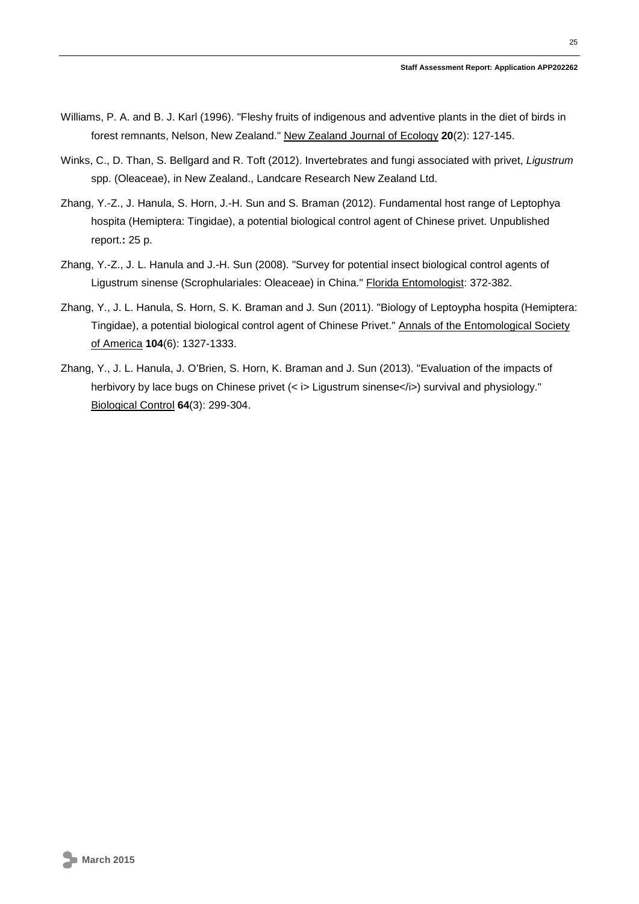Williams, P. A. and B. J. Karl (1996). "Fleshy fruits of indigenous and adventive plants in the diet of birds in forest remnants, Nelson, New Zealand." New Zealand Journal of Ecology **20**(2): 127-145.

Winks, C., D. Than, S. Bellgard and R. Toft (2012). Invertebrates and fungi associated with privet, *Ligustrum* spp. (Oleaceae), in New Zealand., Landcare Research New Zealand Ltd.

Zhang, Y.-Z., J. Hanula, S. Horn, J.-H. Sun and S. Braman (2012). Fundamental host range of Leptophya hospita (Hemiptera: Tingidae), a potential biological control agent of Chinese privet. Unpublished report.**:** 25 p.

Zhang, Y.-Z., J. L. Hanula and J.-H. Sun (2008). "Survey for potential insect biological control agents of Ligustrum sinense (Scrophulariales: Oleaceae) in China." Florida Entomologist: 372-382.

Zhang, Y., J. L. Hanula, S. Horn, S. K. Braman and J. Sun (2011). "Biology of Leptoypha hospita (Hemiptera: Tingidae), a potential biological control agent of Chinese Privet." Annals of the Entomological Society of America **104**(6): 1327-1333.

Zhang, Y., J. L. Hanula, J. O'Brien, S. Horn, K. Braman and J. Sun (2013). "Evaluation of the impacts of herbivory by lace bugs on Chinese privet (< i> Ligustrum sinense</i>) survival and physiology." Biological Control **64**(3): 299-304.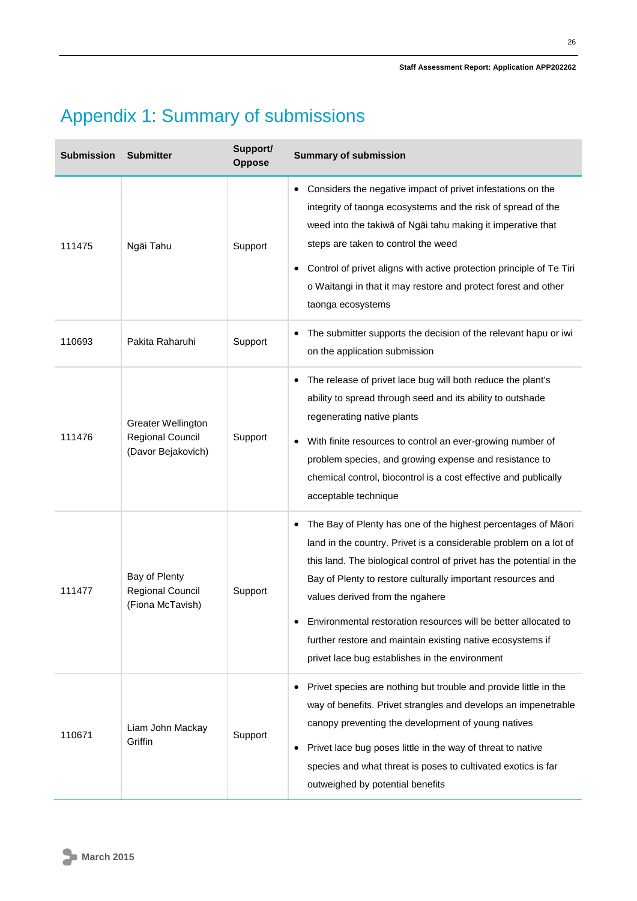# Appendix 1: Summary of submissions

| Submission | Submitter | Support/ Oppose | Summary of submission |
|---|---|---|---|
| 111475 | Ngāi Tahu | Support | • Considers the negative impact of privet infestations on the integrity of taonga ecosystems and the risk of spread of the weed into the takiwā of Ngāi tahu making it imperative that steps are taken to control the weed<br>• Control of privet aligns with active protection principle of Te Tiri o Waitangi in that it may restore and protect forest and other taonga ecosystems |
| 110693 | Pakita Raharuhi | Support | • The submitter supports the decision of the relevant hapu or iwi on the application submission |
| 111476 | Greater Wellington Regional Council (Davor Bejakovich) | Support | • The release of privet lace bug will both reduce the plant's ability to spread through seed and its ability to outshade regenerating native plants<br>• With finite resources to control an ever-growing number of problem species, and growing expense and resistance to chemical control, biocontrol is a cost effective and publically acceptable technique |
| 111477 | Bay of Plenty Regional Council (Fiona McTavish) | Support | • The Bay of Plenty has one of the highest percentages of Māori land in the country. Privet is a considerable problem on a lot of this land. The biological control of privet has the potential in the Bay of Plenty to restore culturally important resources and values derived from the ngahere<br>• Environmental restoration resources will be better allocated to further restore and maintain existing native ecosystems if privet lace bug establishes in the environment |
| 110671 | Liam John Mackay Griffin | Support | • Privet species are nothing but trouble and provide little in the way of benefits. Privet strangles and develops an impenetrable canopy preventing the development of young natives<br>• Privet lace bug poses little in the way of threat to native species and what threat is poses to cultivated exotics is far outweighed by potential benefits |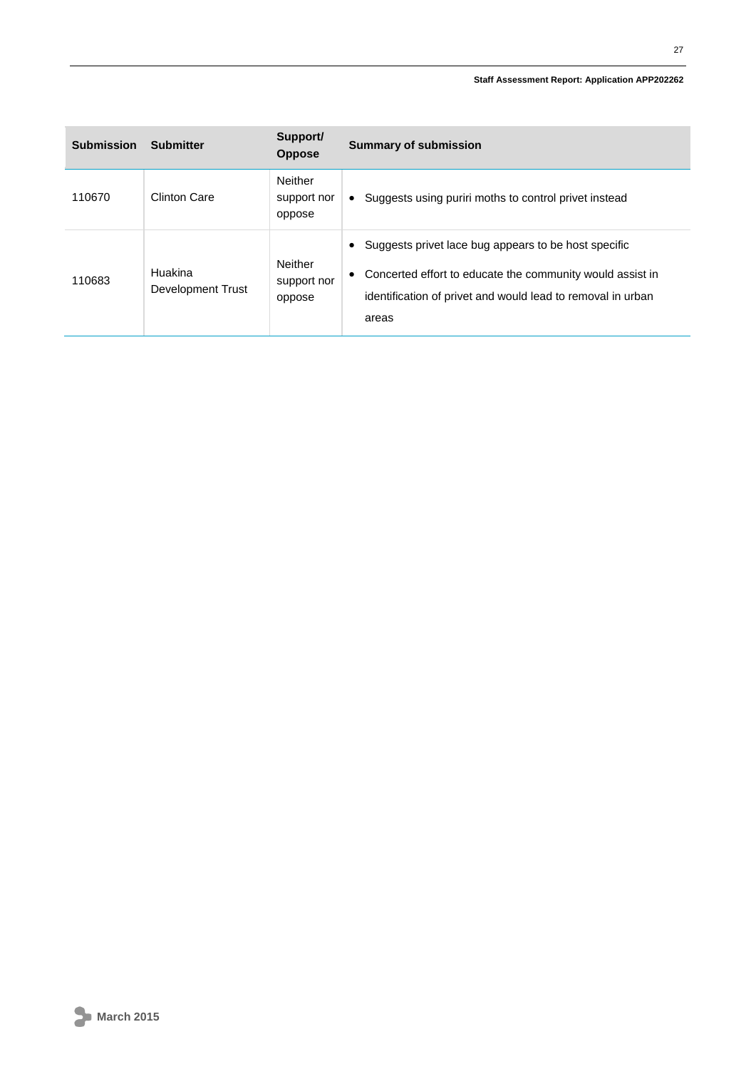| Submission | Submitter | Support/ Oppose | Summary of submission |
|---|---|---|---|
| 110670 | Clinton Care | Neither support nor oppose | • Suggests using puriri moths to control privet instead |
| 110683 | Huakina Development Trust | Neither support nor oppose | • Suggests privet lace bug appears to be host specific<br>• Concerted effort to educate the community would assist in identification of privet and would lead to removal in urban areas |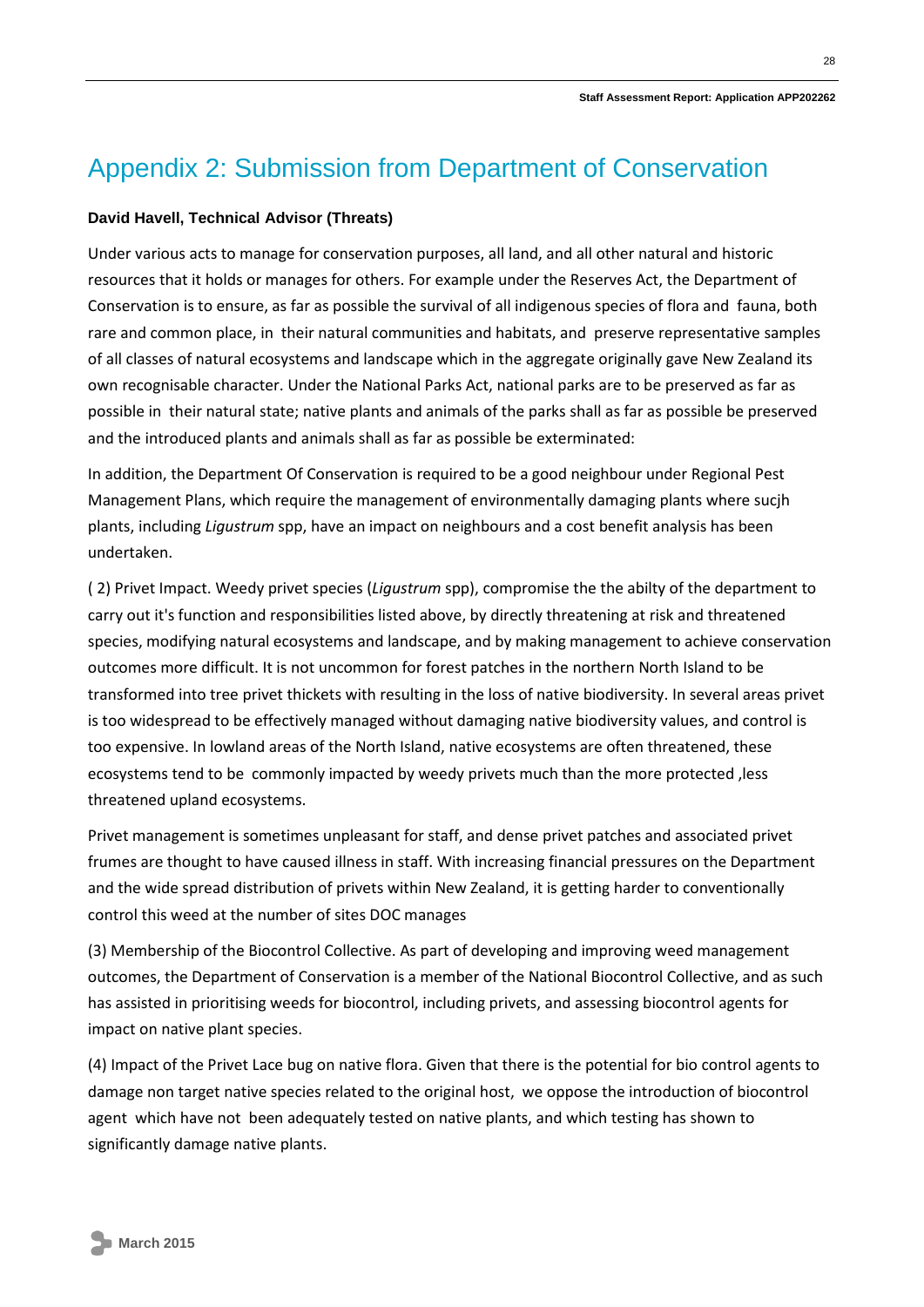# Appendix 2: Submission from Department of Conservation

**David Havell, Technical Advisor (Threats)**

Under various acts to manage for conservation purposes, all land, and all other natural and historic resources that it holds or manages for others. For example under the Reserves Act, the Department of Conservation is to ensure, as far as possible the survival of all indigenous species of flora and fauna, both rare and common place, in their natural communities and habitats, and preserve representative samples of all classes of natural ecosystems and landscape which in the aggregate originally gave New Zealand its own recognisable character. Under the National Parks Act, national parks are to be preserved as far as possible in their natural state; native plants and animals of the parks shall as far as possible be preserved and the introduced plants and animals shall as far as possible be exterminated:

In addition, the Department Of Conservation is required to be a good neighbour under Regional Pest Management Plans, which require the management of environmentally damaging plants where sucjh plants, including *Ligustrum* spp, have an impact on neighbours and a cost benefit analysis has been undertaken.

( 2) Privet Impact. Weedy privet species (*Ligustrum* spp), compromise the the abilty of the department to carry out it's function and responsibilities listed above, by directly threatening at risk and threatened species, modifying natural ecosystems and landscape, and by making management to achieve conservation outcomes more difficult. It is not uncommon for forest patches in the northern North Island to be transformed into tree privet thickets with resulting in the loss of native biodiversity. In several areas privet is too widespread to be effectively managed without damaging native biodiversity values, and control is too expensive. In lowland areas of the North Island, native ecosystems are often threatened, these ecosystems tend to be commonly impacted by weedy privets much than the more protected ,less threatened upland ecosystems.

Privet management is sometimes unpleasant for staff, and dense privet patches and associated privet frumes are thought to have caused illness in staff. With increasing financial pressures on the Department and the wide spread distribution of privets within New Zealand, it is getting harder to conventionally control this weed at the number of sites DOC manages

(3) Membership of the Biocontrol Collective. As part of developing and improving weed management outcomes, the Department of Conservation is a member of the National Biocontrol Collective, and as such has assisted in prioritising weeds for biocontrol, including privets, and assessing biocontrol agents for impact on native plant species.

(4) Impact of the Privet Lace bug on native flora. Given that there is the potential for bio control agents to damage non target native species related to the original host, we oppose the introduction of biocontrol agent which have not been adequately tested on native plants, and which testing has shown to significantly damage native plants.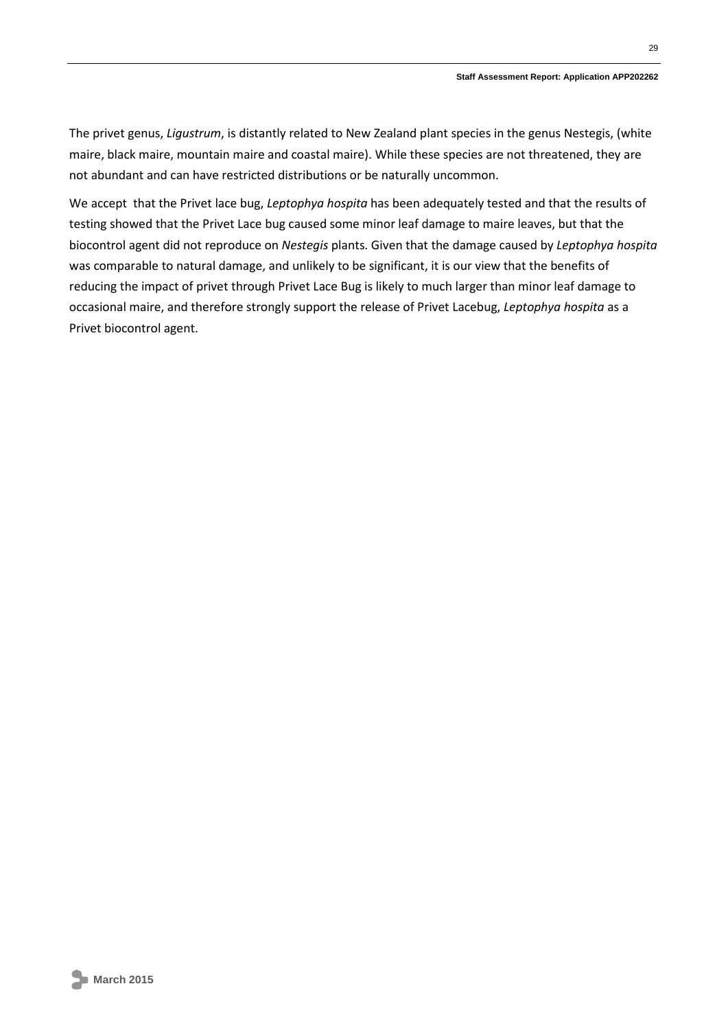The privet genus, *Ligustrum*, is distantly related to New Zealand plant species in the genus Nestegis, (white maire, black maire, mountain maire and coastal maire). While these species are not threatened, they are not abundant and can have restricted distributions or be naturally uncommon.

We accept that the Privet lace bug, *Leptophya hospita* has been adequately tested and that the results of testing showed that the Privet Lace bug caused some minor leaf damage to maire leaves, but that the biocontrol agent did not reproduce on *Nestegis* plants. Given that the damage caused by *Leptophya hospita* was comparable to natural damage, and unlikely to be significant, it is our view that the benefits of reducing the impact of privet through Privet Lace Bug is likely to much larger than minor leaf damage to occasional maire, and therefore strongly support the release of Privet Lacebug, *Leptophya hospita* as a Privet biocontrol agent.